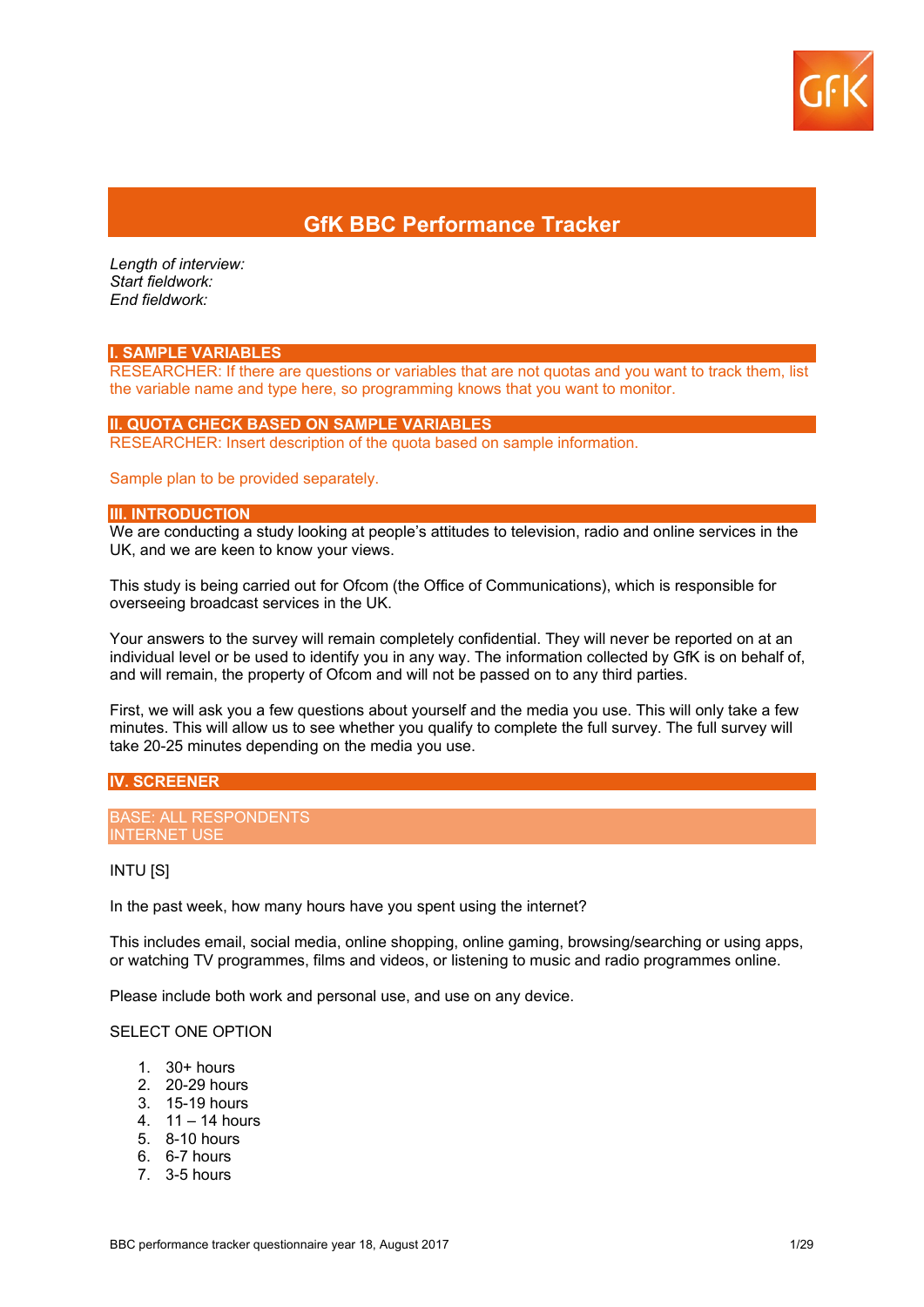# GfK BBC Performance Tracker

*Length of interview:*
*Start fieldwork:*
*End fieldwork:*

## I. SAMPLE VARIABLES

RESEARCHER: If there are questions or variables that are not quotas and you want to track them, list the variable name and type here, so programming knows that you want to monitor.

## II. QUOTA CHECK BASED ON SAMPLE VARIABLES

RESEARCHER: Insert description of the quota based on sample information.

Sample plan to be provided separately.

## III. INTRODUCTION

We are conducting a study looking at people's attitudes to television, radio and online services in the UK, and we are keen to know your views.

This study is being carried out for Ofcom (the Office of Communications), which is responsible for overseeing broadcast services in the UK.

Your answers to the survey will remain completely confidential. They will never be reported on at an individual level or be used to identify you in any way. The information collected by GfK is on behalf of, and will remain, the property of Ofcom and will not be passed on to any third parties.

First, we will ask you a few questions about yourself and the media you use. This will only take a few minutes. This will allow us to see whether you qualify to complete the full survey. The full survey will take 20-25 minutes depending on the media you use.

## IV. SCREENER

BASE: ALL RESPONDENTS
INTERNET USE

INTU [S]

In the past week, how many hours have you spent using the internet?

This includes email, social media, online shopping, online gaming, browsing/searching or using apps, or watching TV programmes, films and videos, or listening to music and radio programmes online.

Please include both work and personal use, and use on any device.

SELECT ONE OPTION

1. 30+ hours
2. 20-29 hours
3. 15-19 hours
4. 11 – 14 hours
5. 8-10 hours
6. 6-7 hours
7. 3-5 hours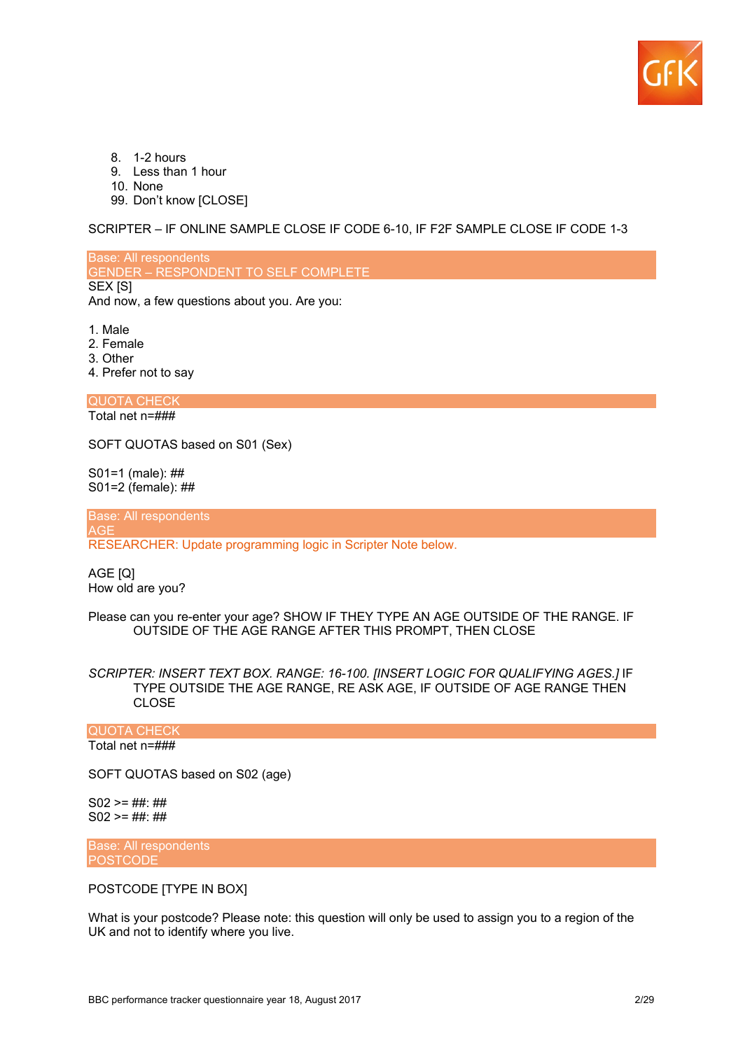8. 1-2 hours
9. Less than 1 hour
10. None
99. Don't know [CLOSE]

SCRIPTER – IF ONLINE SAMPLE CLOSE IF CODE 6-10, IF F2F SAMPLE CLOSE IF CODE 1-3

**Base: All respondents**
**GENDER – RESPONDENT TO SELF COMPLETE**

SEX [S]
And now, a few questions about you. Are you:

1. Male
2. Female
3. Other
4. Prefer not to say

**QUOTA CHECK**

Total net n=###

SOFT QUOTAS based on S01 (Sex)

S01=1 (male): ##
S01=2 (female): ##

**Base: All respondents**
**AGE**

RESEARCHER: Update programming logic in Scripter Note below.

AGE [Q]
How old are you?

Please can you re-enter your age? SHOW IF THEY TYPE AN AGE OUTSIDE OF THE RANGE. IF OUTSIDE OF THE AGE RANGE AFTER THIS PROMPT, THEN CLOSE

*SCRIPTER: INSERT TEXT BOX. RANGE: 16-100. [INSERT LOGIC FOR QUALIFYING AGES.]* IF TYPE OUTSIDE THE AGE RANGE, RE ASK AGE, IF OUTSIDE OF AGE RANGE THEN CLOSE

**QUOTA CHECK**

Total net n=###

SOFT QUOTAS based on S02 (age)

S02 >= ##: ##
S02 >= ##: ##

**Base: All respondents**
**POSTCODE**

POSTCODE [TYPE IN BOX]

What is your postcode? Please note: this question will only be used to assign you to a region of the UK and not to identify where you live.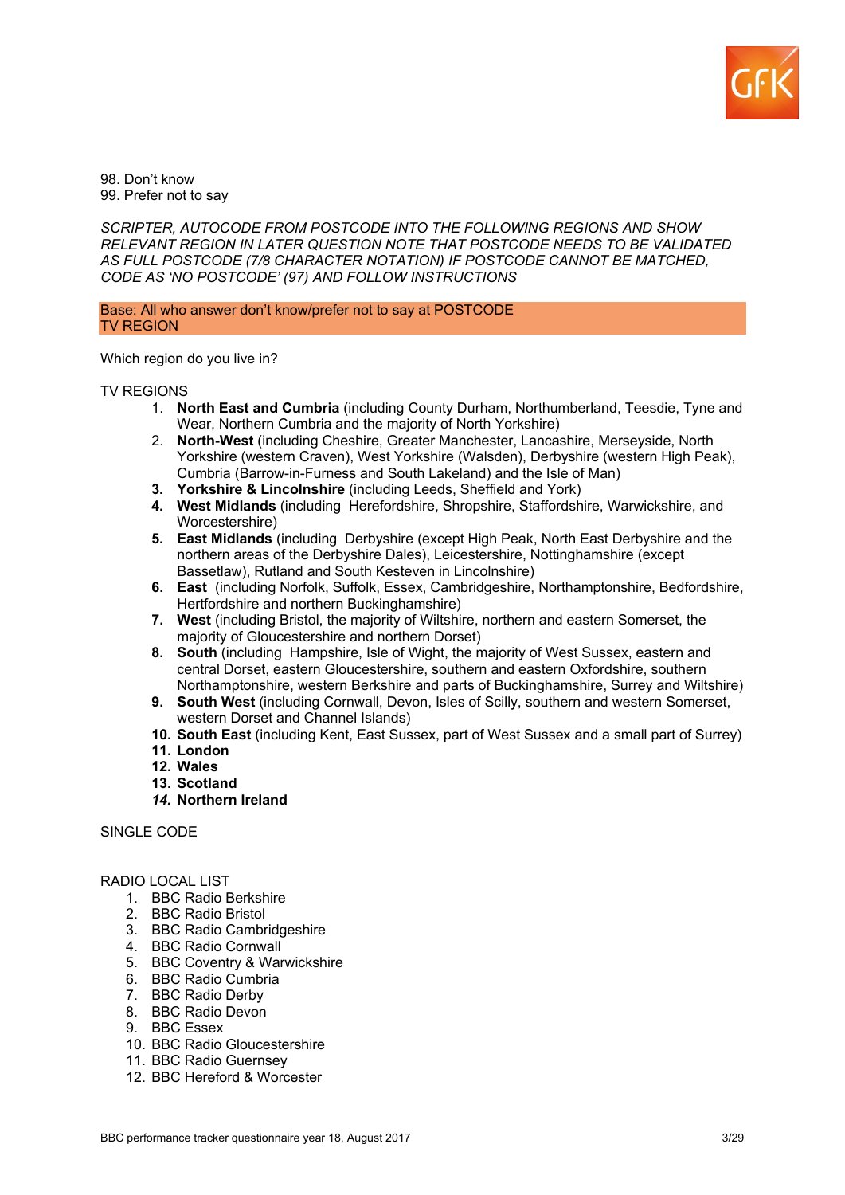98. Don't know
99. Prefer not to say

*SCRIPTER, AUTOCODE FROM POSTCODE INTO THE FOLLOWING REGIONS AND SHOW RELEVANT REGION IN LATER QUESTION NOTE THAT POSTCODE NEEDS TO BE VALIDATED AS FULL POSTCODE (7/8 CHARACTER NOTATION) IF POSTCODE CANNOT BE MATCHED, CODE AS 'NO POSTCODE' (97) AND FOLLOW INSTRUCTIONS*

Base: All who answer don't know/prefer not to say at POSTCODE
TV REGION

Which region do you live in?

TV REGIONS

1. **North East and Cumbria** (including County Durham, Northumberland, Teesdie, Tyne and Wear, Northern Cumbria and the majority of North Yorkshire)
2. **North-West** (including Cheshire, Greater Manchester, Lancashire, Merseyside, North Yorkshire (western Craven), West Yorkshire (Walsden), Derbyshire (western High Peak), Cumbria (Barrow-in-Furness and South Lakeland) and the Isle of Man)
3. **Yorkshire & Lincolnshire** (including Leeds, Sheffield and York)
4. **West Midlands** (including Herefordshire, Shropshire, Staffordshire, Warwickshire, and Worcestershire)
5. **East Midlands** (including Derbyshire (except High Peak, North East Derbyshire and the northern areas of the Derbyshire Dales), Leicestershire, Nottinghamshire (except Bassetlaw), Rutland and South Kesteven in Lincolnshire)
6. **East** (including Norfolk, Suffolk, Essex, Cambridgeshire, Northamptonshire, Bedfordshire, Hertfordshire and northern Buckinghamshire)
7. **West** (including Bristol, the majority of Wiltshire, northern and eastern Somerset, the majority of Gloucestershire and northern Dorset)
8. **South** (including Hampshire, Isle of Wight, the majority of West Sussex, eastern and central Dorset, eastern Gloucestershire, southern and eastern Oxfordshire, southern Northamptonshire, western Berkshire and parts of Buckinghamshire, Surrey and Wiltshire)
9. **South West** (including Cornwall, Devon, Isles of Scilly, southern and western Somerset, western Dorset and Channel Islands)
10. **South East** (including Kent, East Sussex, part of West Sussex and a small part of Surrey)
11. **London**
12. **Wales**
13. **Scotland**
14. **Northern Ireland**

SINGLE CODE

RADIO LOCAL LIST

1. BBC Radio Berkshire
2. BBC Radio Bristol
3. BBC Radio Cambridgeshire
4. BBC Radio Cornwall
5. BBC Coventry & Warwickshire
6. BBC Radio Cumbria
7. BBC Radio Derby
8. BBC Radio Devon
9. BBC Essex
10. BBC Radio Gloucestershire
11. BBC Radio Guernsey
12. BBC Hereford & Worcester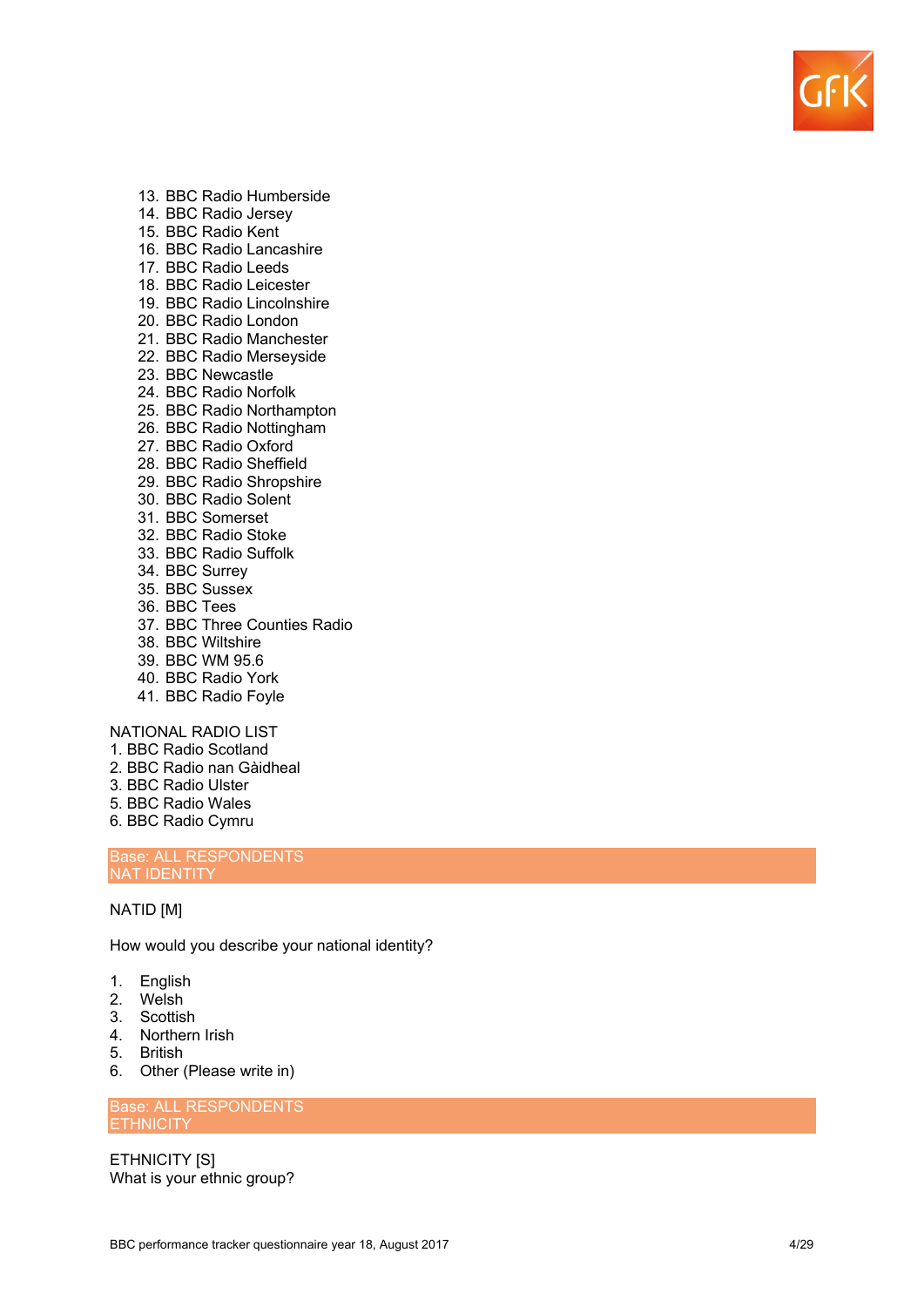13. BBC Radio Humberside
14. BBC Radio Jersey
15. BBC Radio Kent
16. BBC Radio Lancashire
17. BBC Radio Leeds
18. BBC Radio Leicester
19. BBC Radio Lincolnshire
20. BBC Radio London
21. BBC Radio Manchester
22. BBC Radio Merseyside
23. BBC Newcastle
24. BBC Radio Norfolk
25. BBC Radio Northampton
26. BBC Radio Nottingham
27. BBC Radio Oxford
28. BBC Radio Sheffield
29. BBC Radio Shropshire
30. BBC Radio Solent
31. BBC Somerset
32. BBC Radio Stoke
33. BBC Radio Suffolk
34. BBC Surrey
35. BBC Sussex
36. BBC Tees
37. BBC Three Counties Radio
38. BBC Wiltshire
39. BBC WM 95.6
40. BBC Radio York
41. BBC Radio Foyle

NATIONAL RADIO LIST

1. BBC Radio Scotland
2. BBC Radio nan Gàidheal
3. BBC Radio Ulster
5. BBC Radio Wales
6. BBC Radio Cymru

**Base: ALL RESPONDENTS**
**NAT IDENTITY**

NATID [M]

How would you describe your national identity?

1. English
2. Welsh
3. Scottish
4. Northern Irish
5. British
6. Other (Please write in)

**Base: ALL RESPONDENTS**
**ETHNICITY**

ETHNICITY [S]
What is your ethnic group?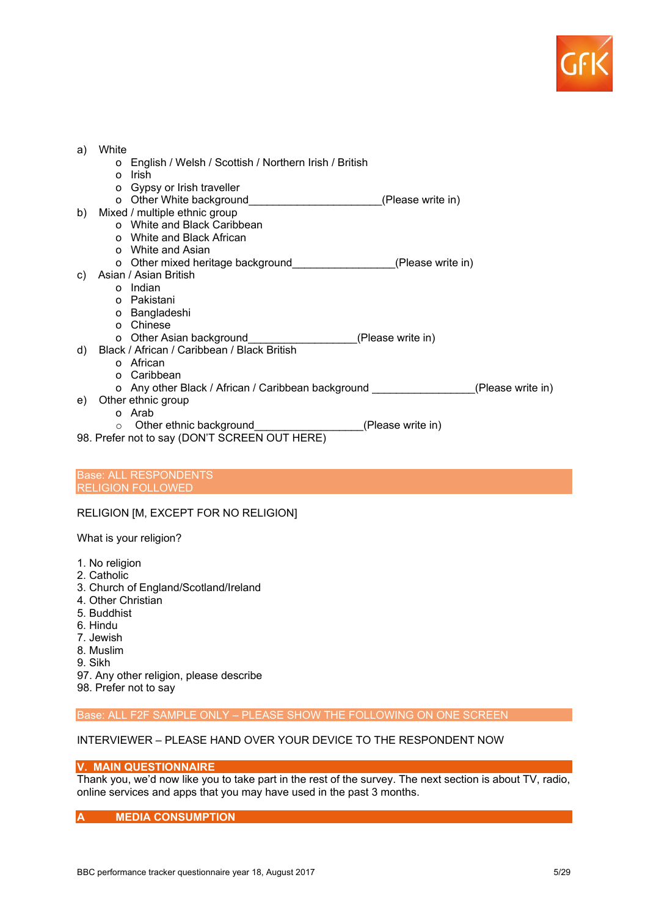a) White
   - English / Welsh / Scottish / Northern Irish / British
   - Irish
   - Gypsy or Irish traveller
   - Other White background_____________________(Please write in)

b) Mixed / multiple ethnic group
   - White and Black Caribbean
   - White and Black African
   - White and Asian
   - Other mixed heritage background________________(Please write in)

c) Asian / Asian British
   - Indian
   - Pakistani
   - Bangladeshi
   - Chinese
   - Other Asian background_________________(Please write in)

d) Black / African / Caribbean / Black British
   - African
   - Caribbean
   - Any other Black / African / Caribbean background ________________(Please write in)

e) Other ethnic group
   - Arab
   - Other ethnic background_________________(Please write in)

98. Prefer not to say (DON'T SCREEN OUT HERE)

**Base: ALL RESPONDENTS**
**RELIGION FOLLOWED**

RELIGION [M, EXCEPT FOR NO RELIGION]

What is your religion?

1. No religion
2. Catholic
3. Church of England/Scotland/Ireland
4. Other Christian
5. Buddhist
6. Hindu
7. Jewish
8. Muslim
9. Sikh
97. Any other religion, please describe
98. Prefer not to say

**Base: ALL F2F SAMPLE ONLY – PLEASE SHOW THE FOLLOWING ON ONE SCREEN**

INTERVIEWER – PLEASE HAND OVER YOUR DEVICE TO THE RESPONDENT NOW

## V. MAIN QUESTIONNAIRE

Thank you, we'd now like you to take part in the rest of the survey. The next section is about TV, radio, online services and apps that you may have used in the past 3 months.

## A MEDIA CONSUMPTION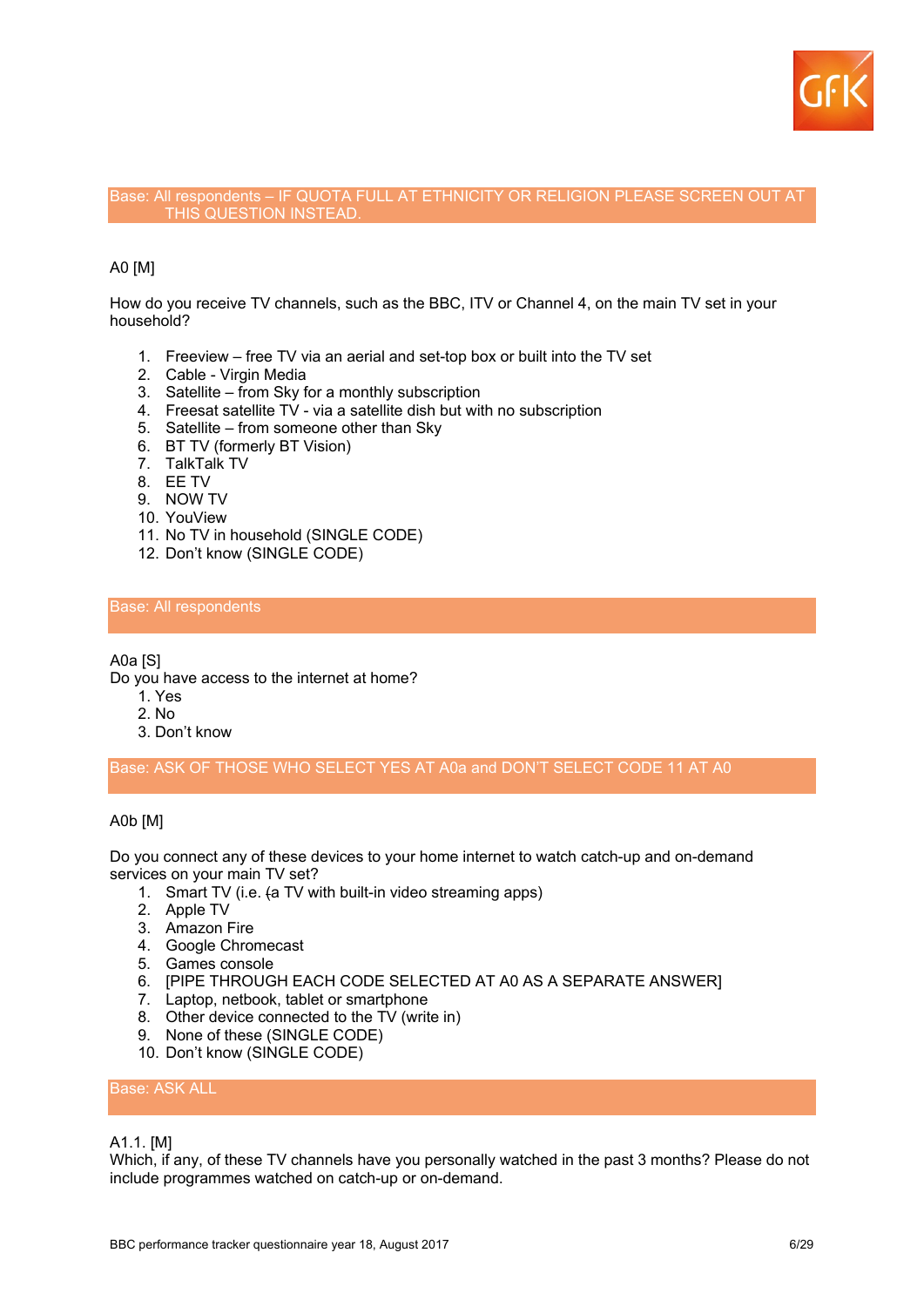Base: All respondents – IF QUOTA FULL AT ETHNICITY OR RELIGION PLEASE SCREEN OUT AT THIS QUESTION INSTEAD.

A0 [M]

How do you receive TV channels, such as the BBC, ITV or Channel 4, on the main TV set in your household?

1. Freeview – free TV via an aerial and set-top box or built into the TV set
2. Cable - Virgin Media
3. Satellite – from Sky for a monthly subscription
4. Freesat satellite TV - via a satellite dish but with no subscription
5. Satellite – from someone other than Sky
6. BT TV (formerly BT Vision)
7. TalkTalk TV
8. EE TV
9. NOW TV
10. YouView
11. No TV in household (SINGLE CODE)
12. Don't know (SINGLE CODE)

Base: All respondents

A0a [S]
Do you have access to the internet at home?
1. Yes
2. No
3. Don't know

Base: ASK OF THOSE WHO SELECT YES AT A0a and DON'T SELECT CODE 11 AT A0

A0b [M]

Do you connect any of these devices to your home internet to watch catch-up and on-demand services on your main TV set?
1. Smart TV (i.e. (a TV with built-in video streaming apps)
2. Apple TV
3. Amazon Fire
4. Google Chromecast
5. Games console
6. [PIPE THROUGH EACH CODE SELECTED AT A0 AS A SEPARATE ANSWER]
7. Laptop, netbook, tablet or smartphone
8. Other device connected to the TV (write in)
9. None of these (SINGLE CODE)
10. Don't know (SINGLE CODE)

Base: ASK ALL

A1.1. [M]
Which, if any, of these TV channels have you personally watched in the past 3 months? Please do not include programmes watched on catch-up or on-demand.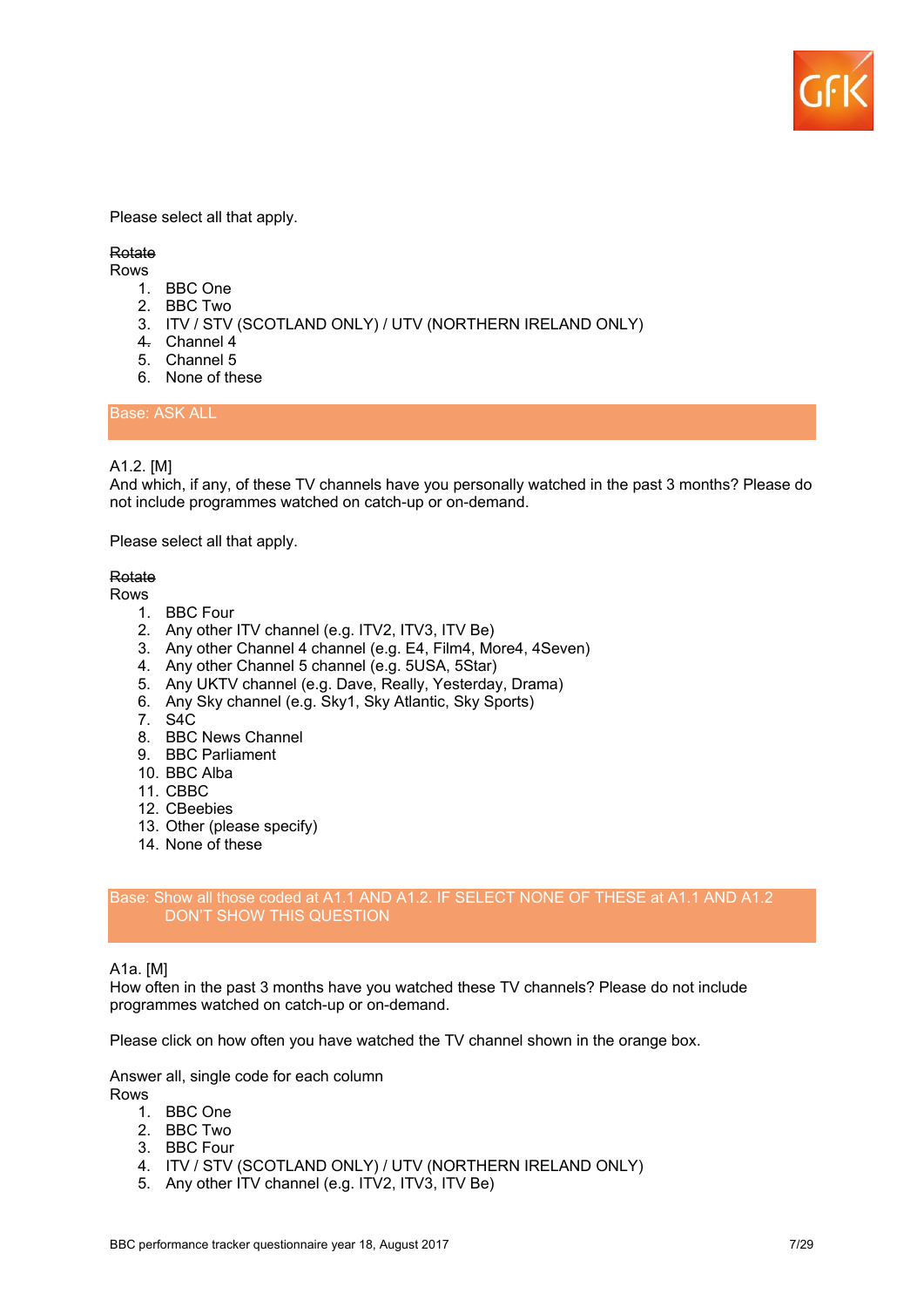Please select all that apply.

~~Rotate~~
Rows

1. BBC One
2. BBC Two
3. ITV / STV (SCOTLAND ONLY) / UTV (NORTHERN IRELAND ONLY)
4. Channel 4
5. Channel 5
6. None of these

Base: ASK ALL

A1.2. [M]
And which, if any, of these TV channels have you personally watched in the past 3 months? Please do not include programmes watched on catch-up or on-demand.

Please select all that apply.

~~Rotate~~
Rows

1. BBC Four
2. Any other ITV channel (e.g. ITV2, ITV3, ITV Be)
3. Any other Channel 4 channel (e.g. E4, Film4, More4, 4Seven)
4. Any other Channel 5 channel (e.g. 5USA, 5Star)
5. Any UKTV channel (e.g. Dave, Really, Yesterday, Drama)
6. Any Sky channel (e.g. Sky1, Sky Atlantic, Sky Sports)
7. S4C
8. BBC News Channel
9. BBC Parliament
10. BBC Alba
11. CBBC
12. CBeebies
13. Other (please specify)
14. None of these

Base: Show all those coded at A1.1 AND A1.2. IF SELECT NONE OF THESE at A1.1 AND A1.2 DON'T SHOW THIS QUESTION

A1a. [M]
How often in the past 3 months have you watched these TV channels? Please do not include programmes watched on catch-up or on-demand.

Please click on how often you have watched the TV channel shown in the orange box.

Answer all, single code for each column
Rows

1. BBC One
2. BBC Two
3. BBC Four
4. ITV / STV (SCOTLAND ONLY) / UTV (NORTHERN IRELAND ONLY)
5. Any other ITV channel (e.g. ITV2, ITV3, ITV Be)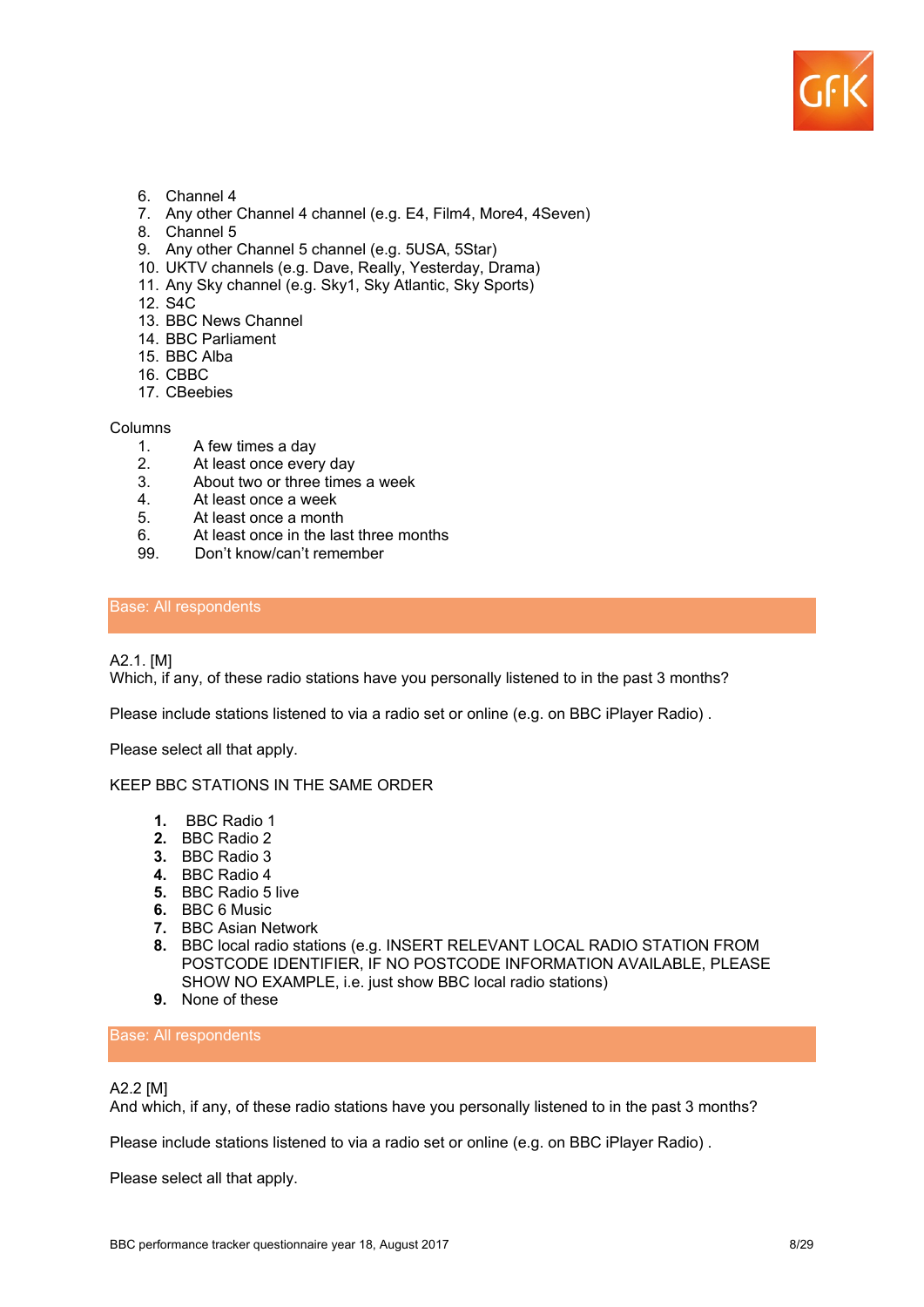6. Channel 4
7. Any other Channel 4 channel (e.g. E4, Film4, More4, 4Seven)
8. Channel 5
9. Any other Channel 5 channel (e.g. 5USA, 5Star)
10. UKTV channels (e.g. Dave, Really, Yesterday, Drama)
11. Any Sky channel (e.g. Sky1, Sky Atlantic, Sky Sports)
12. S4C
13. BBC News Channel
14. BBC Parliament
15. BBC Alba
16. CBBC
17. CBeebies

Columns

1. A few times a day
2. At least once every day
3. About two or three times a week
4. At least once a week
5. At least once a month
6. At least once in the last three months
99. Don't know/can't remember

Base: All respondents

A2.1. [M]
Which, if any, of these radio stations have you personally listened to in the past 3 months?

Please include stations listened to via a radio set or online (e.g. on BBC iPlayer Radio) .

Please select all that apply.

KEEP BBC STATIONS IN THE SAME ORDER

1. BBC Radio 1
2. BBC Radio 2
3. BBC Radio 3
4. BBC Radio 4
5. BBC Radio 5 live
6. BBC 6 Music
7. BBC Asian Network
8. BBC local radio stations (e.g. INSERT RELEVANT LOCAL RADIO STATION FROM POSTCODE IDENTIFIER, IF NO POSTCODE INFORMATION AVAILABLE, PLEASE SHOW NO EXAMPLE, i.e. just show BBC local radio stations)
9. None of these

Base: All respondents

A2.2 [M]
And which, if any, of these radio stations have you personally listened to in the past 3 months?

Please include stations listened to via a radio set or online (e.g. on BBC iPlayer Radio) .

Please select all that apply.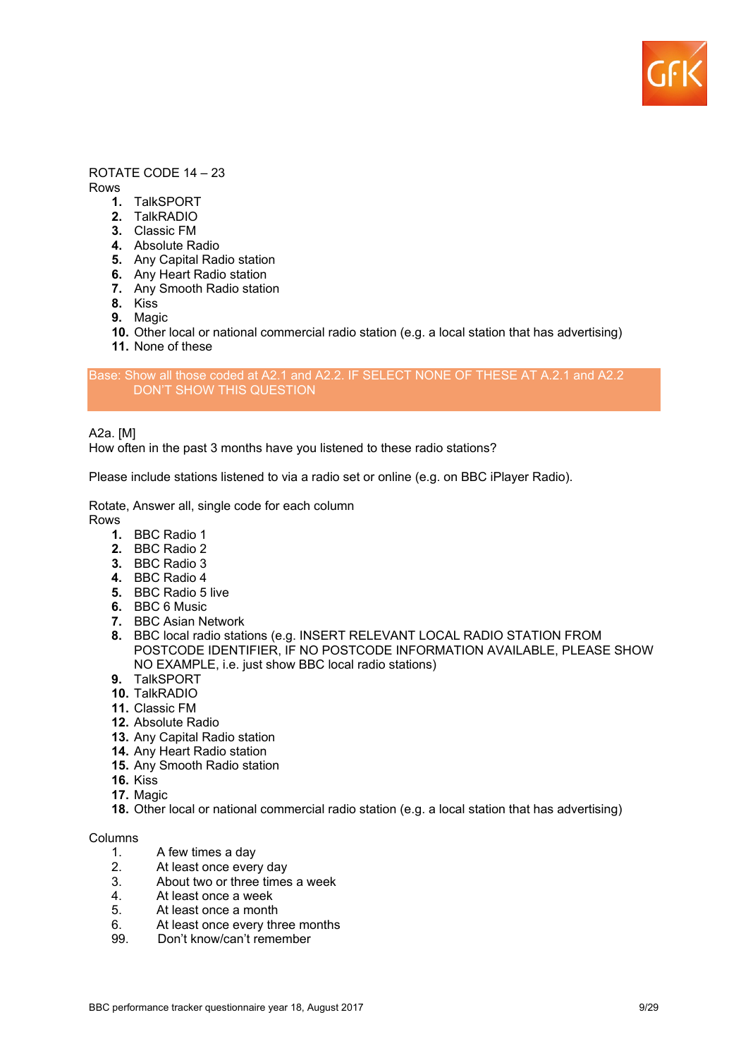ROTATE CODE 14 – 23

Rows

1. TalkSPORT
2. TalkRADIO
3. Classic FM
4. Absolute Radio
5. Any Capital Radio station
6. Any Heart Radio station
7. Any Smooth Radio station
8. Kiss
9. Magic
10. Other local or national commercial radio station (e.g. a local station that has advertising)
11. None of these

Base: Show all those coded at A2.1 and A2.2. IF SELECT NONE OF THESE AT A.2.1 and A2.2 DON'T SHOW THIS QUESTION

A2a. [M]

How often in the past 3 months have you listened to these radio stations?

Please include stations listened to via a radio set or online (e.g. on BBC iPlayer Radio).

Rotate, Answer all, single code for each column

Rows

1. BBC Radio 1
2. BBC Radio 2
3. BBC Radio 3
4. BBC Radio 4
5. BBC Radio 5 live
6. BBC 6 Music
7. BBC Asian Network
8. BBC local radio stations (e.g. INSERT RELEVANT LOCAL RADIO STATION FROM POSTCODE IDENTIFIER, IF NO POSTCODE INFORMATION AVAILABLE, PLEASE SHOW NO EXAMPLE, i.e. just show BBC local radio stations)
9. TalkSPORT
10. TalkRADIO
11. Classic FM
12. Absolute Radio
13. Any Capital Radio station
14. Any Heart Radio station
15. Any Smooth Radio station
16. Kiss
17. Magic
18. Other local or national commercial radio station (e.g. a local station that has advertising)

Columns

1. A few times a day
2. At least once every day
3. About two or three times a week
4. At least once a week
5. At least once a month
6. At least once every three months

99. Don't know/can't remember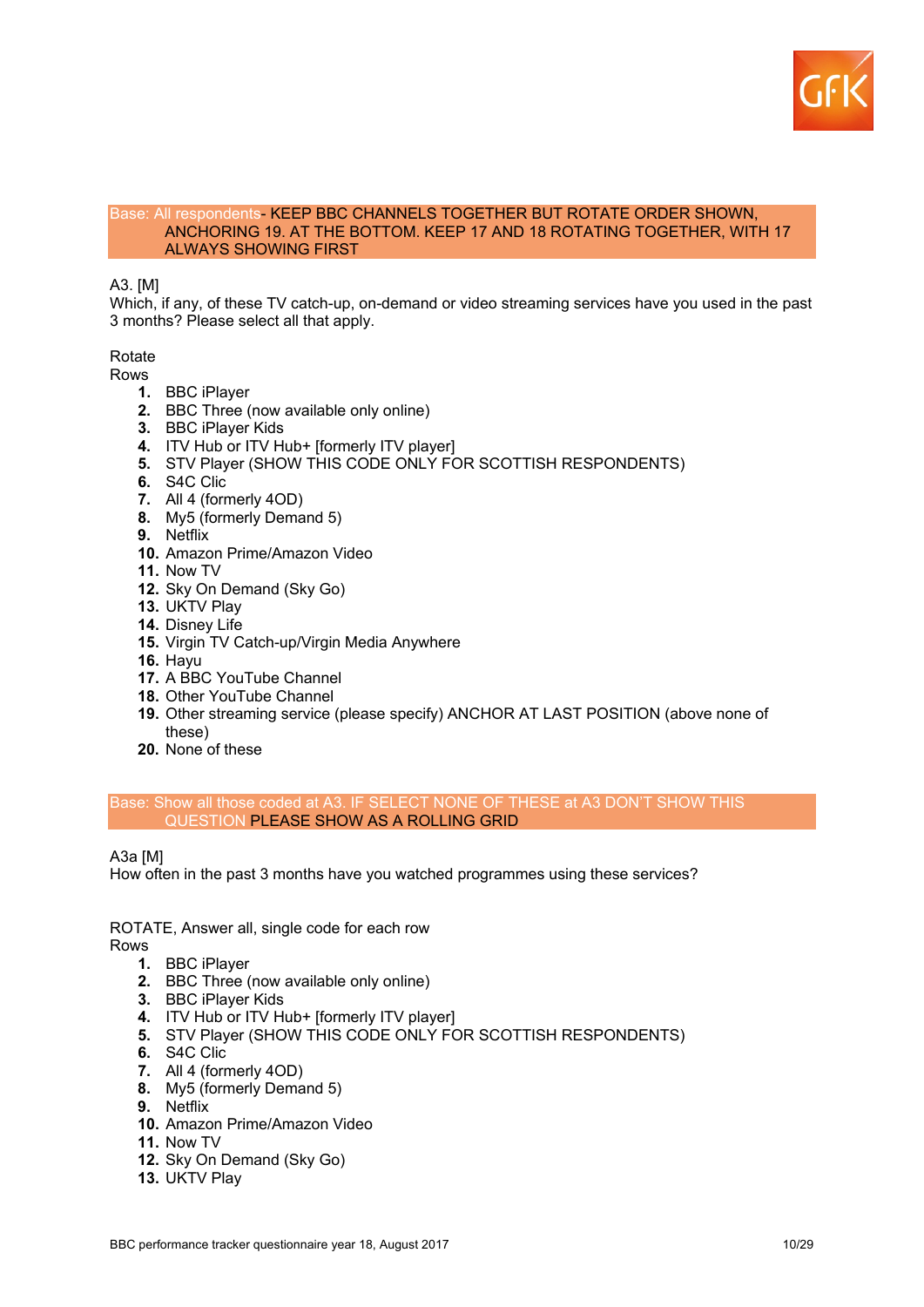Base: All respondents- KEEP BBC CHANNELS TOGETHER BUT ROTATE ORDER SHOWN, ANCHORING 19. AT THE BOTTOM. KEEP 17 AND 18 ROTATING TOGETHER, WITH 17 ALWAYS SHOWING FIRST

A3. [M]
Which, if any, of these TV catch-up, on-demand or video streaming services have you used in the past 3 months? Please select all that apply.

Rotate
Rows

1. BBC iPlayer
2. BBC Three (now available only online)
3. BBC iPlayer Kids
4. ITV Hub or ITV Hub+ [formerly ITV player]
5. STV Player (SHOW THIS CODE ONLY FOR SCOTTISH RESPONDENTS)
6. S4C Clic
7. All 4 (formerly 4OD)
8. My5 (formerly Demand 5)
9. Netflix
10. Amazon Prime/Amazon Video
11. Now TV
12. Sky On Demand (Sky Go)
13. UKTV Play
14. Disney Life
15. Virgin TV Catch-up/Virgin Media Anywhere
16. Hayu
17. A BBC YouTube Channel
18. Other YouTube Channel
19. Other streaming service (please specify) ANCHOR AT LAST POSITION (above none of these)
20. None of these

Base: Show all those coded at A3. IF SELECT NONE OF THESE at A3 DON'T SHOW THIS QUESTION PLEASE SHOW AS A ROLLING GRID

A3a [M]
How often in the past 3 months have you watched programmes using these services?

ROTATE, Answer all, single code for each row
Rows

1. BBC iPlayer
2. BBC Three (now available only online)
3. BBC iPlayer Kids
4. ITV Hub or ITV Hub+ [formerly ITV player]
5. STV Player (SHOW THIS CODE ONLY FOR SCOTTISH RESPONDENTS)
6. S4C Clic
7. All 4 (formerly 4OD)
8. My5 (formerly Demand 5)
9. Netflix
10. Amazon Prime/Amazon Video
11. Now TV
12. Sky On Demand (Sky Go)
13. UKTV Play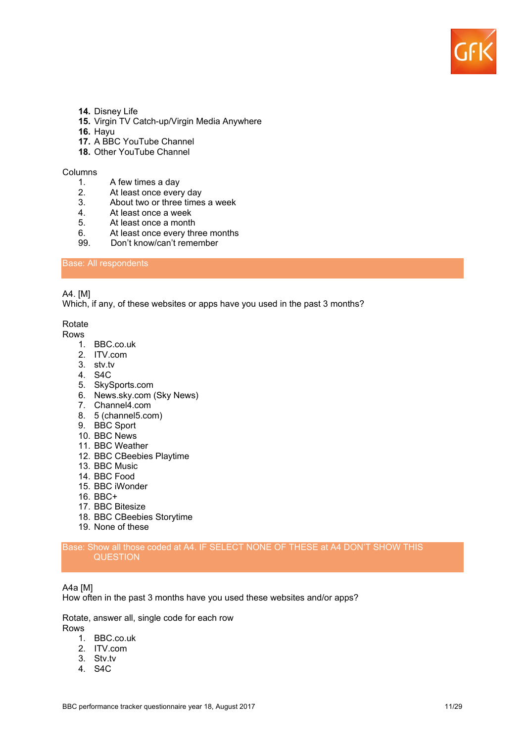14. Disney Life
15. Virgin TV Catch-up/Virgin Media Anywhere
16. Hayu
17. A BBC YouTube Channel
18. Other YouTube Channel

Columns

1. A few times a day
2. At least once every day
3. About two or three times a week
4. At least once a week
5. At least once a month
6. At least once every three months

99. Don't know/can't remember

Base: All respondents

A4. [M]
Which, if any, of these websites or apps have you used in the past 3 months?

Rotate
Rows

1. BBC.co.uk
2. ITV.com
3. stv.tv
4. S4C
5. SkySports.com
6. News.sky.com (Sky News)
7. Channel4.com
8. 5 (channel5.com)
9. BBC Sport
10. BBC News
11. BBC Weather
12. BBC CBeebies Playtime
13. BBC Music
14. BBC Food
15. BBC iWonder
16. BBC+
17. BBC Bitesize
18. BBC CBeebies Storytime
19. None of these

Base: Show all those coded at A4. IF SELECT NONE OF THESE at A4 DON'T SHOW THIS QUESTION

A4a [M]
How often in the past 3 months have you used these websites and/or apps?

Rotate, answer all, single code for each row
Rows

1. BBC.co.uk
2. ITV.com
3. Stv.tv
4. S4C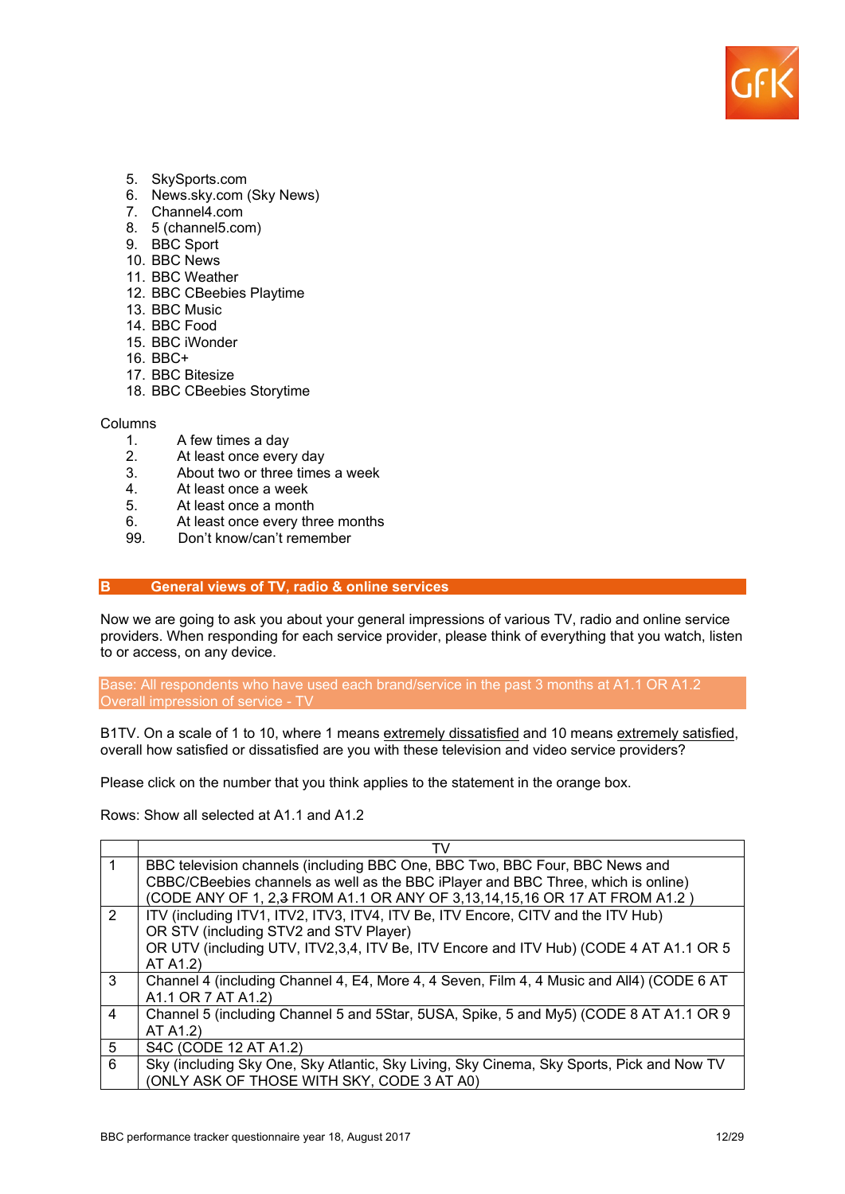5. SkySports.com
6. News.sky.com (Sky News)
7. Channel4.com
8. 5 (channel5.com)
9. BBC Sport
10. BBC News
11. BBC Weather
12. BBC CBeebies Playtime
13. BBC Music
14. BBC Food
15. BBC iWonder
16. BBC+
17. BBC Bitesize
18. BBC CBeebies Storytime

Columns

1. A few times a day
2. At least once every day
3. About two or three times a week
4. At least once a week
5. At least once a month
6. At least once every three months

99. Don't know/can't remember

## B General views of TV, radio & online services

Now we are going to ask you about your general impressions of various TV, radio and online service providers. When responding for each service provider, please think of everything that you watch, listen to or access, on any device.

Base: All respondents who have used each brand/service in the past 3 months at A1.1 OR A1.2
Overall impression of service - TV

B1TV. On a scale of 1 to 10, where 1 means extremely dissatisfied and 10 means extremely satisfied, overall how satisfied or dissatisfied are you with these television and video service providers?

Please click on the number that you think applies to the statement in the orange box.

Rows: Show all selected at A1.1 and A1.2

| | TV |
|---|---|
| 1 | BBC television channels (including BBC One, BBC Two, BBC Four, BBC News and CBBC/CBeebies channels as well as the BBC iPlayer and BBC Three, which is online) (CODE ANY OF 1, 2,~~3~~ FROM A1.1 OR ANY OF 3,13,14,15,16 OR 17 AT FROM A1.2 ) |
| 2 | ITV (including ITV1, ITV2, ITV3, ITV4, ITV Be, ITV Encore, CITV and the ITV Hub) OR STV (including STV2 and STV Player) OR UTV (including UTV, ITV2,3,4, ITV Be, ITV Encore and ITV Hub) (CODE 4 AT A1.1 OR 5 AT A1.2) |
| 3 | Channel 4 (including Channel 4, E4, More 4, 4 Seven, Film 4, 4 Music and All4) (CODE 6 AT A1.1 OR 7 AT A1.2) |
| 4 | Channel 5 (including Channel 5 and 5Star, 5USA, Spike, 5 and My5) (CODE 8 AT A1.1 OR 9 AT A1.2) |
| 5 | S4C (CODE 12 AT A1.2) |
| 6 | Sky (including Sky One, Sky Atlantic, Sky Living, Sky Cinema, Sky Sports, Pick and Now TV (ONLY ASK OF THOSE WITH SKY, CODE 3 AT A0) |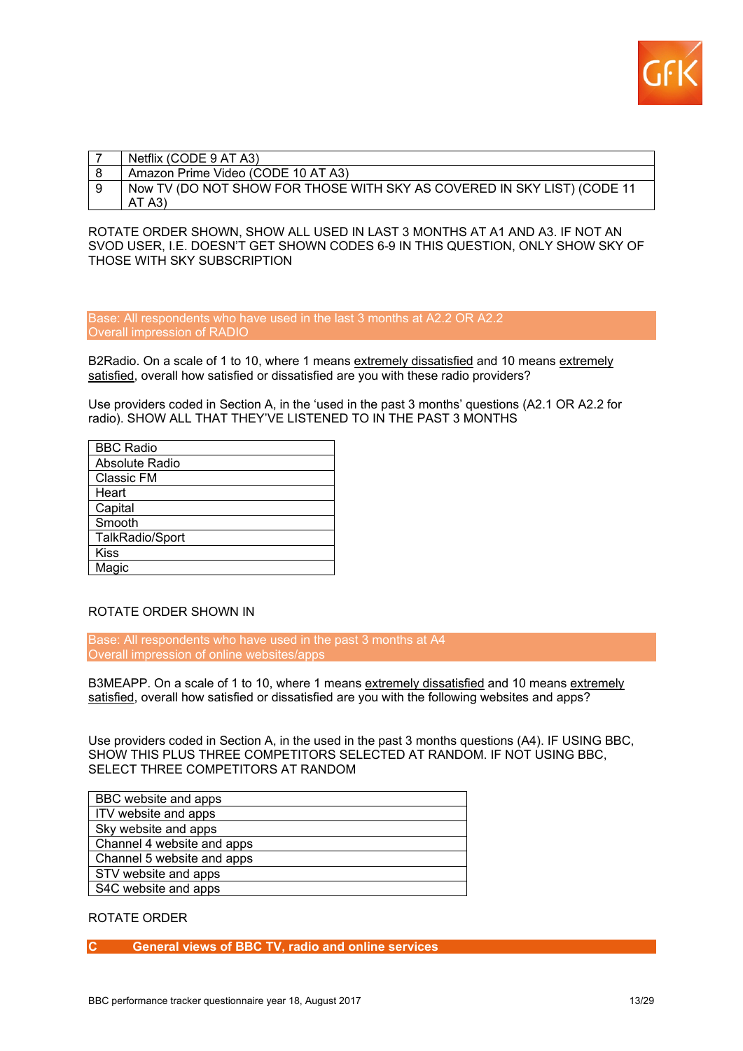| 7 | Netflix (CODE 9 AT A3) |
|---|---|
| 8 | Amazon Prime Video (CODE 10 AT A3) |
| 9 | Now TV (DO NOT SHOW FOR THOSE WITH SKY AS COVERED IN SKY LIST) (CODE 11 AT A3) |

ROTATE ORDER SHOWN, SHOW ALL USED IN LAST 3 MONTHS AT A1 AND A3. IF NOT AN SVOD USER, I.E. DOESN'T GET SHOWN CODES 6-9 IN THIS QUESTION, ONLY SHOW SKY OF THOSE WITH SKY SUBSCRIPTION

Base: All respondents who have used in the last 3 months at A2.2 OR A2.2
Overall impression of RADIO

B2Radio. On a scale of 1 to 10, where 1 means extremely dissatisfied and 10 means extremely satisfied, overall how satisfied or dissatisfied are you with these radio providers?

Use providers coded in Section A, in the 'used in the past 3 months' questions (A2.1 OR A2.2 for radio). SHOW ALL THAT THEY'VE LISTENED TO IN THE PAST 3 MONTHS

| BBC Radio |
|---|
| Absolute Radio |
| Classic FM |
| Heart |
| Capital |
| Smooth |
| TalkRadio/Sport |
| Kiss |
| Magic |

ROTATE ORDER SHOWN IN

Base: All respondents who have used in the past 3 months at A4
Overall impression of online websites/apps

B3MEAPP. On a scale of 1 to 10, where 1 means extremely dissatisfied and 10 means extremely satisfied, overall how satisfied or dissatisfied are you with the following websites and apps?

Use providers coded in Section A, in the used in the past 3 months questions (A4). IF USING BBC, SHOW THIS PLUS THREE COMPETITORS SELECTED AT RANDOM. IF NOT USING BBC, SELECT THREE COMPETITORS AT RANDOM

| BBC website and apps |
|---|
| ITV website and apps |
| Sky website and apps |
| Channel 4 website and apps |
| Channel 5 website and apps |
| STV website and apps |
| S4C website and apps |

ROTATE ORDER

## C General views of BBC TV, radio and online services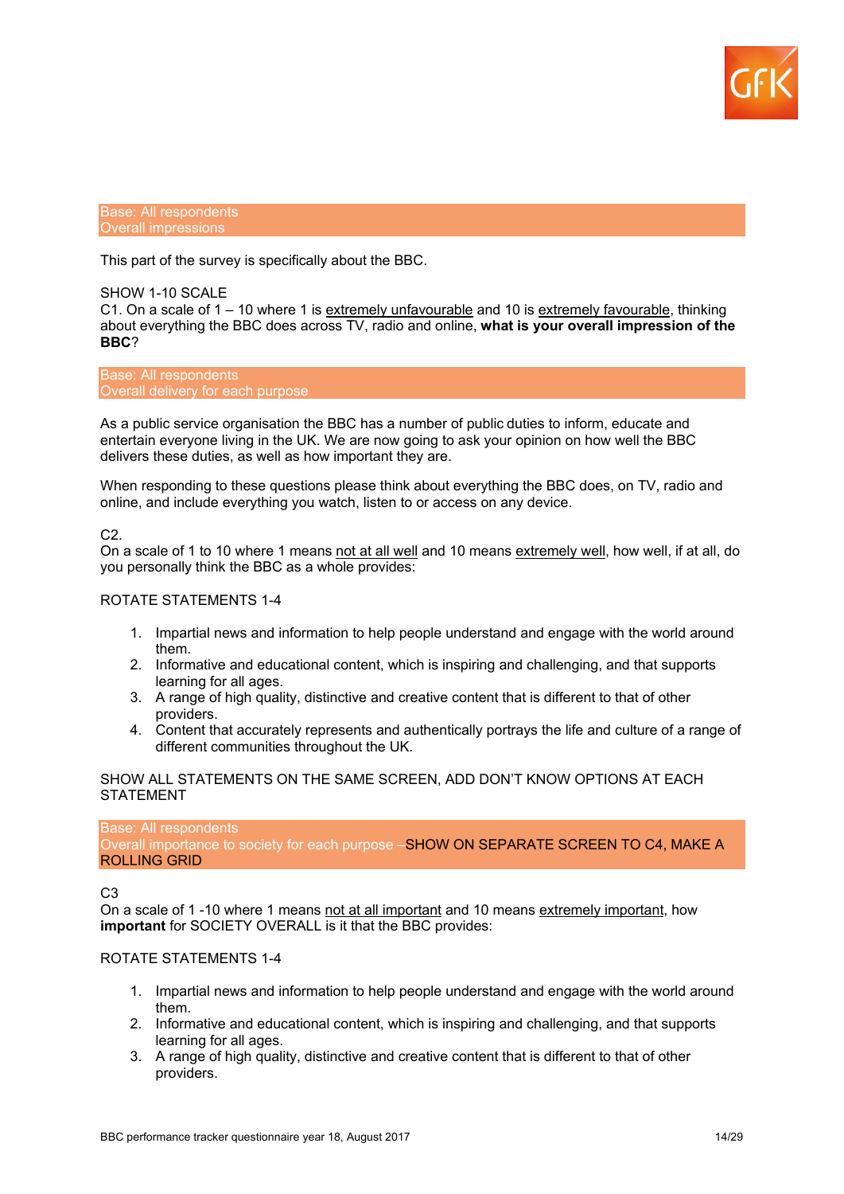Base: All respondents
Overall impressions

This part of the survey is specifically about the BBC.

SHOW 1-10 SCALE
C1. On a scale of 1 – 10 where 1 is extremely unfavourable and 10 is extremely favourable, thinking about everything the BBC does across TV, radio and online, **what is your overall impression of the BBC**?

Base: All respondents
Overall delivery for each purpose

As a public service organisation the BBC has a number of public duties to inform, educate and entertain everyone living in the UK. We are now going to ask your opinion on how well the BBC delivers these duties, as well as how important they are.

When responding to these questions please think about everything the BBC does, on TV, radio and online, and include everything you watch, listen to or access on any device.

C2.
On a scale of 1 to 10 where 1 means not at all well and 10 means extremely well, how well, if at all, do you personally think the BBC as a whole provides:

ROTATE STATEMENTS 1-4

1. Impartial news and information to help people understand and engage with the world around them.
2. Informative and educational content, which is inspiring and challenging, and that supports learning for all ages.
3. A range of high quality, distinctive and creative content that is different to that of other providers.
4. Content that accurately represents and authentically portrays the life and culture of a range of different communities throughout the UK.

SHOW ALL STATEMENTS ON THE SAME SCREEN, ADD DON'T KNOW OPTIONS AT EACH STATEMENT

Base: All respondents
Overall importance to society for each purpose –SHOW ON SEPARATE SCREEN TO C4, MAKE A ROLLING GRID

C3
On a scale of 1 -10 where 1 means not at all important and 10 means extremely important, how **important** for SOCIETY OVERALL is it that the BBC provides:

ROTATE STATEMENTS 1-4

1. Impartial news and information to help people understand and engage with the world around them.
2. Informative and educational content, which is inspiring and challenging, and that supports learning for all ages.
3. A range of high quality, distinctive and creative content that is different to that of other providers.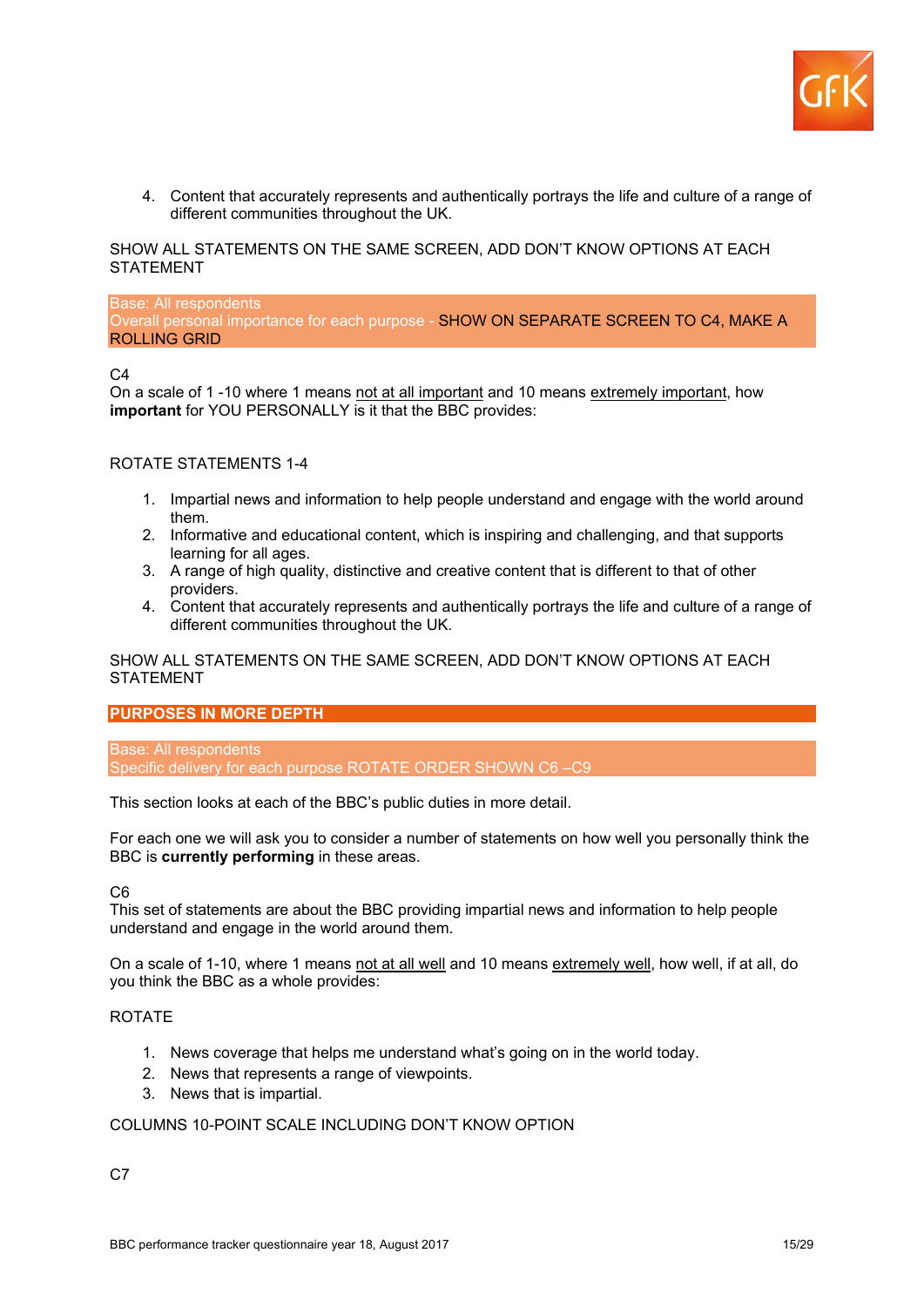4. Content that accurately represents and authentically portrays the life and culture of a range of different communities throughout the UK.

SHOW ALL STATEMENTS ON THE SAME SCREEN, ADD DON'T KNOW OPTIONS AT EACH STATEMENT

Base: All respondents
Overall personal importance for each purpose - SHOW ON SEPARATE SCREEN TO C4, MAKE A ROLLING GRID

C4
On a scale of 1 -10 where 1 means not at all important and 10 means extremely important, how **important** for YOU PERSONALLY is it that the BBC provides:

ROTATE STATEMENTS 1-4

1. Impartial news and information to help people understand and engage with the world around them.
2. Informative and educational content, which is inspiring and challenging, and that supports learning for all ages.
3. A range of high quality, distinctive and creative content that is different to that of other providers.
4. Content that accurately represents and authentically portrays the life and culture of a range of different communities throughout the UK.

SHOW ALL STATEMENTS ON THE SAME SCREEN, ADD DON'T KNOW OPTIONS AT EACH STATEMENT

## PURPOSES IN MORE DEPTH

Base: All respondents
Specific delivery for each purpose ROTATE ORDER SHOWN C6 –C9

This section looks at each of the BBC's public duties in more detail.

For each one we will ask you to consider a number of statements on how well you personally think the BBC is **currently performing** in these areas.

C6
This set of statements are about the BBC providing impartial news and information to help people understand and engage in the world around them.

On a scale of 1-10, where 1 means not at all well and 10 means extremely well, how well, if at all, do you think the BBC as a whole provides:

ROTATE

1. News coverage that helps me understand what's going on in the world today.
2. News that represents a range of viewpoints.
3. News that is impartial.

COLUMNS 10-POINT SCALE INCLUDING DON'T KNOW OPTION

C7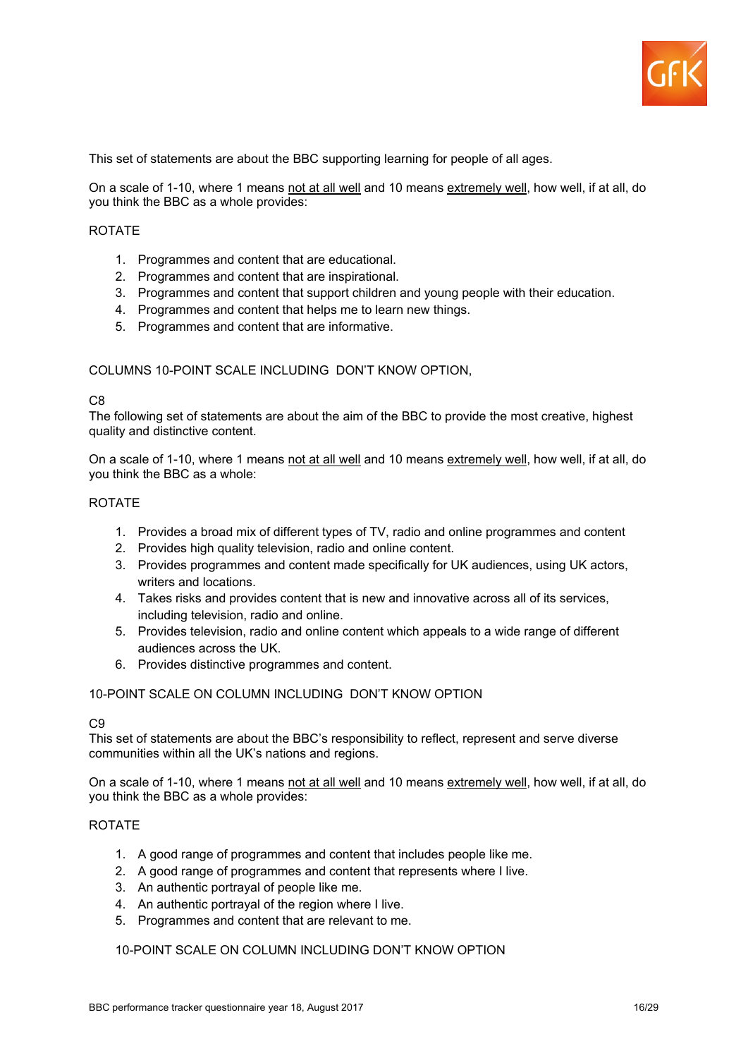This set of statements are about the BBC supporting learning for people of all ages.

On a scale of 1-10, where 1 means not at all well and 10 means extremely well, how well, if at all, do you think the BBC as a whole provides:

ROTATE

1. Programmes and content that are educational.
2. Programmes and content that are inspirational.
3. Programmes and content that support children and young people with their education.
4. Programmes and content that helps me to learn new things.
5. Programmes and content that are informative.

COLUMNS 10-POINT SCALE INCLUDING DON'T KNOW OPTION,

C8

The following set of statements are about the aim of the BBC to provide the most creative, highest quality and distinctive content.

On a scale of 1-10, where 1 means not at all well and 10 means extremely well, how well, if at all, do you think the BBC as a whole:

ROTATE

1. Provides a broad mix of different types of TV, radio and online programmes and content
2. Provides high quality television, radio and online content.
3. Provides programmes and content made specifically for UK audiences, using UK actors, writers and locations.
4. Takes risks and provides content that is new and innovative across all of its services, including television, radio and online.
5. Provides television, radio and online content which appeals to a wide range of different audiences across the UK.
6. Provides distinctive programmes and content.

10-POINT SCALE ON COLUMN INCLUDING DON'T KNOW OPTION

C9

This set of statements are about the BBC's responsibility to reflect, represent and serve diverse communities within all the UK's nations and regions.

On a scale of 1-10, where 1 means not at all well and 10 means extremely well, how well, if at all, do you think the BBC as a whole provides:

ROTATE

1. A good range of programmes and content that includes people like me.
2. A good range of programmes and content that represents where I live.
3. An authentic portrayal of people like me.
4. An authentic portrayal of the region where I live.
5. Programmes and content that are relevant to me.

10-POINT SCALE ON COLUMN INCLUDING DON'T KNOW OPTION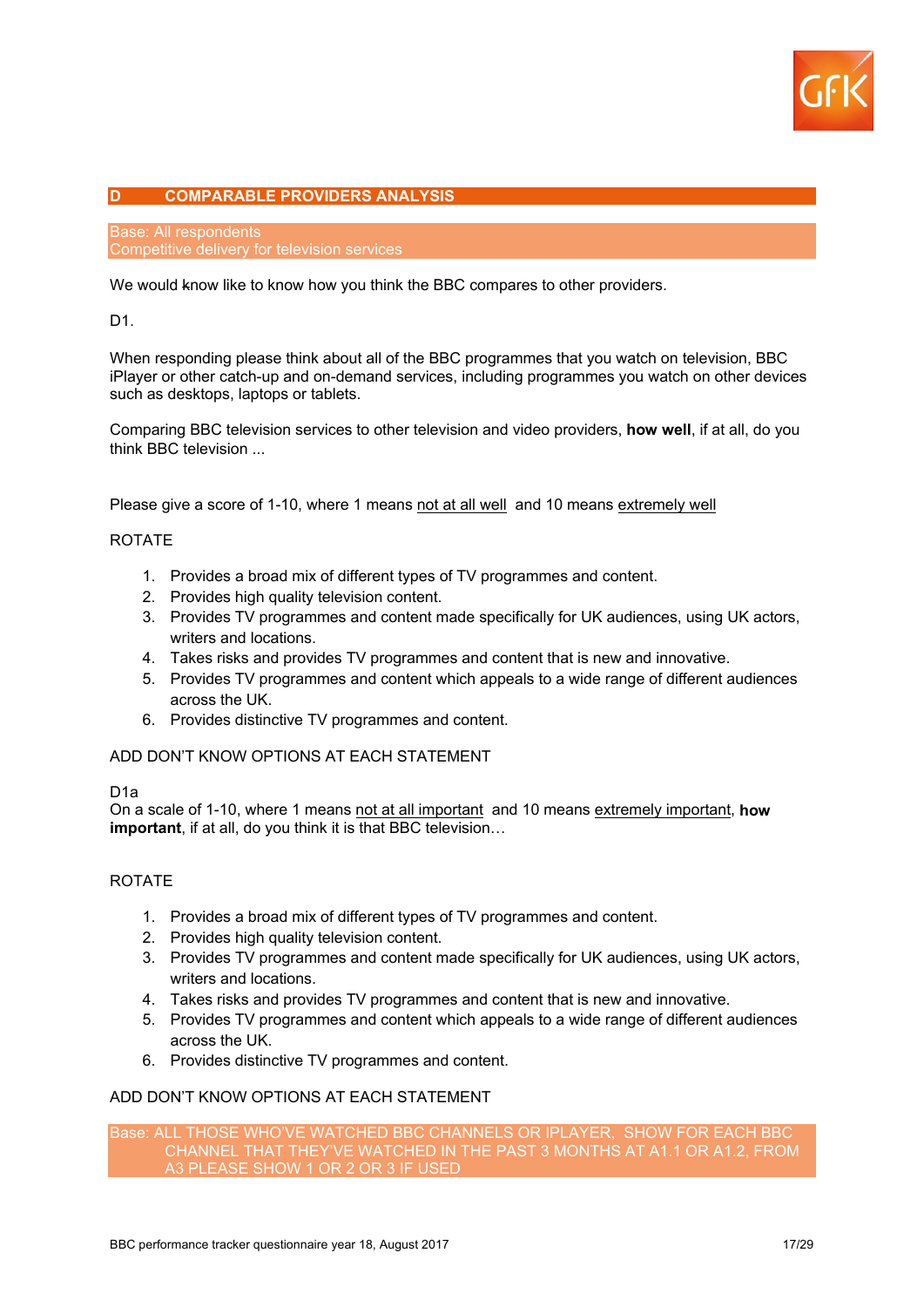## D COMPARABLE PROVIDERS ANALYSIS

Base: All respondents
Competitive delivery for television services

We would know like to know how you think the BBC compares to other providers.

D1.

When responding please think about all of the BBC programmes that you watch on television, BBC iPlayer or other catch-up and on-demand services, including programmes you watch on other devices such as desktops, laptops or tablets.

Comparing BBC television services to other television and video providers, **how well**, if at all, do you think BBC television ...

Please give a score of 1-10, where 1 means not at all well and 10 means extremely well

ROTATE

1. Provides a broad mix of different types of TV programmes and content.
2. Provides high quality television content.
3. Provides TV programmes and content made specifically for UK audiences, using UK actors, writers and locations.
4. Takes risks and provides TV programmes and content that is new and innovative.
5. Provides TV programmes and content which appeals to a wide range of different audiences across the UK.
6. Provides distinctive TV programmes and content.

ADD DON'T KNOW OPTIONS AT EACH STATEMENT

D1a
On a scale of 1-10, where 1 means not at all important and 10 means extremely important, **how important**, if at all, do you think it is that BBC television…

ROTATE

1. Provides a broad mix of different types of TV programmes and content.
2. Provides high quality television content.
3. Provides TV programmes and content made specifically for UK audiences, using UK actors, writers and locations.
4. Takes risks and provides TV programmes and content that is new and innovative.
5. Provides TV programmes and content which appeals to a wide range of different audiences across the UK.
6. Provides distinctive TV programmes and content.

ADD DON'T KNOW OPTIONS AT EACH STATEMENT

Base: ALL THOSE WHO'VE WATCHED BBC CHANNELS OR IPLAYER, SHOW FOR EACH BBC CHANNEL THAT THEY'VE WATCHED IN THE PAST 3 MONTHS AT A1.1 OR A1.2, FROM A3 PLEASE SHOW 1 OR 2 OR 3 IF USED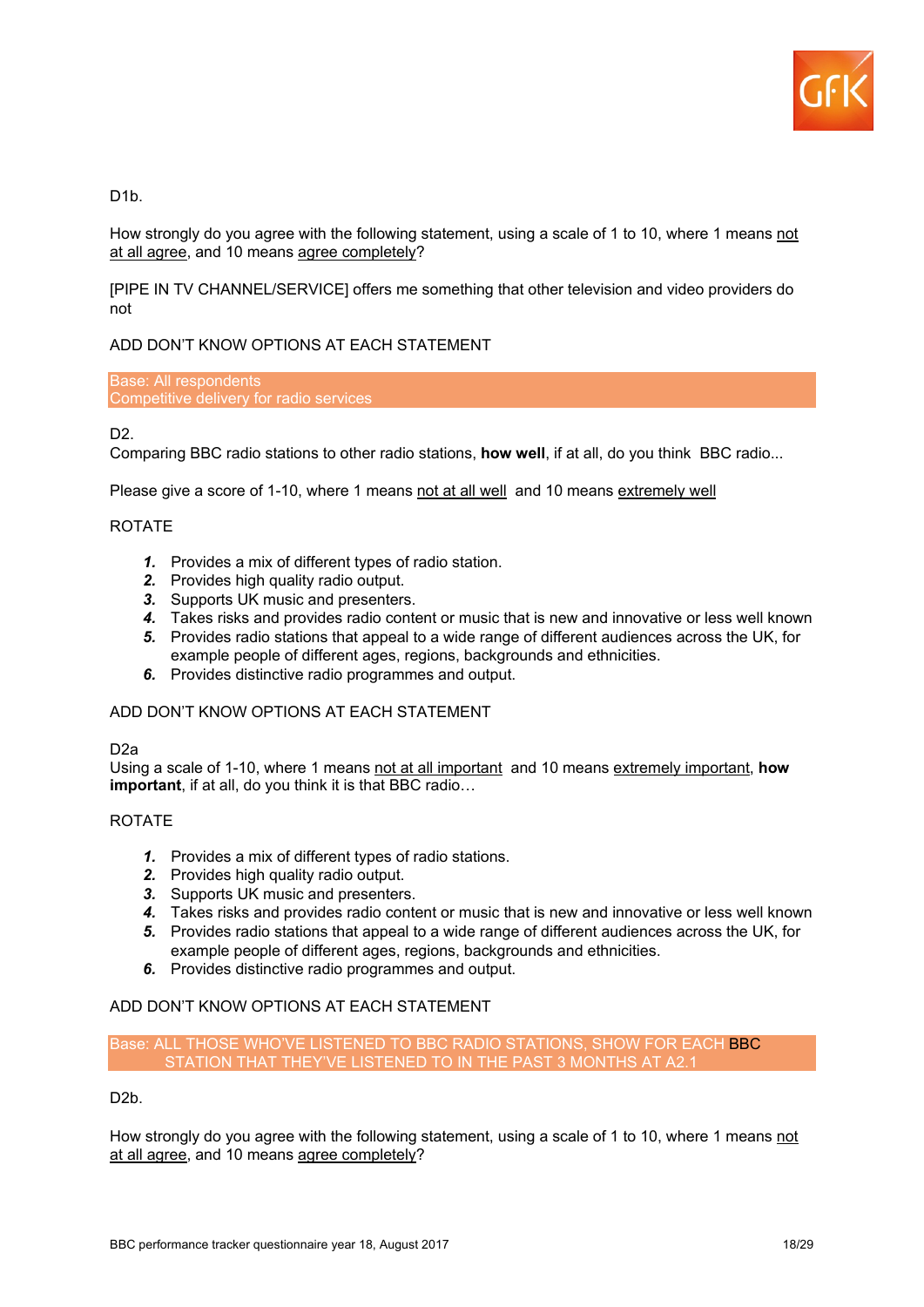D1b.

How strongly do you agree with the following statement, using a scale of 1 to 10, where 1 means not at all agree, and 10 means agree completely?

[PIPE IN TV CHANNEL/SERVICE] offers me something that other television and video providers do not

ADD DON'T KNOW OPTIONS AT EACH STATEMENT

Base: All respondents
Competitive delivery for radio services

D2.
Comparing BBC radio stations to other radio stations, **how well**, if at all, do you think BBC radio...

Please give a score of 1-10, where 1 means not at all well and 10 means extremely well

ROTATE

1. Provides a mix of different types of radio station.
2. Provides high quality radio output.
3. Supports UK music and presenters.
4. Takes risks and provides radio content or music that is new and innovative or less well known
5. Provides radio stations that appeal to a wide range of different audiences across the UK, for example people of different ages, regions, backgrounds and ethnicities.
6. Provides distinctive radio programmes and output.

ADD DON'T KNOW OPTIONS AT EACH STATEMENT

D2a
Using a scale of 1-10, where 1 means not at all important and 10 means extremely important, **how important**, if at all, do you think it is that BBC radio…

ROTATE

1. Provides a mix of different types of radio stations.
2. Provides high quality radio output.
3. Supports UK music and presenters.
4. Takes risks and provides radio content or music that is new and innovative or less well known
5. Provides radio stations that appeal to a wide range of different audiences across the UK, for example people of different ages, regions, backgrounds and ethnicities.
6. Provides distinctive radio programmes and output.

ADD DON'T KNOW OPTIONS AT EACH STATEMENT

Base: ALL THOSE WHO'VE LISTENED TO BBC RADIO STATIONS, SHOW FOR EACH BBC STATION THAT THEY'VE LISTENED TO IN THE PAST 3 MONTHS AT A2.1

D2b.

How strongly do you agree with the following statement, using a scale of 1 to 10, where 1 means not at all agree, and 10 means agree completely?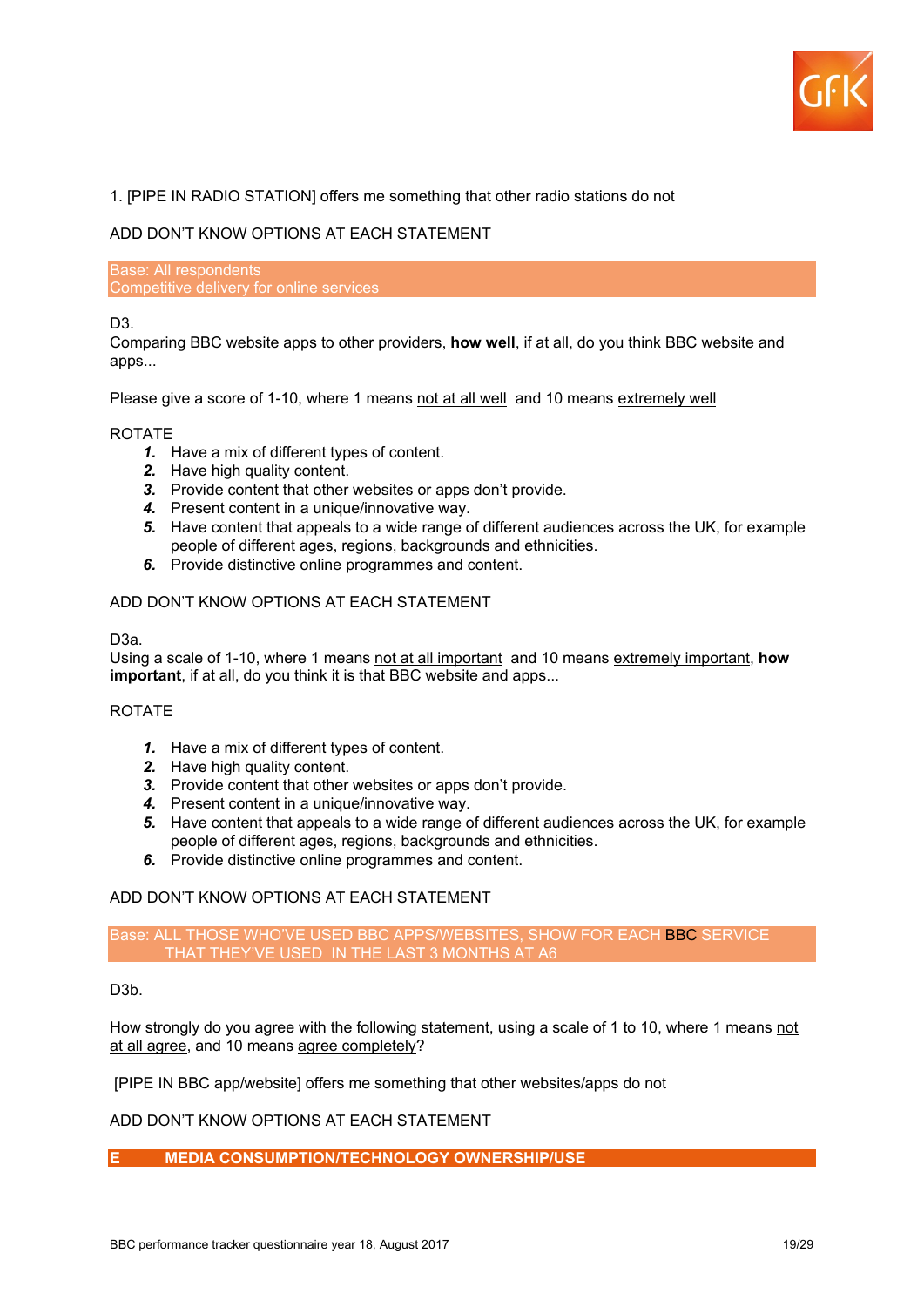1. [PIPE IN RADIO STATION] offers me something that other radio stations do not

ADD DON'T KNOW OPTIONS AT EACH STATEMENT

Base: All respondents
Competitive delivery for online services

D3.
Comparing BBC website apps to other providers, **how well**, if at all, do you think BBC website and apps...

Please give a score of 1-10, where 1 means not at all well and 10 means extremely well

ROTATE

1. Have a mix of different types of content.
2. Have high quality content.
3. Provide content that other websites or apps don't provide.
4. Present content in a unique/innovative way.
5. Have content that appeals to a wide range of different audiences across the UK, for example people of different ages, regions, backgrounds and ethnicities.
6. Provide distinctive online programmes and content.

ADD DON'T KNOW OPTIONS AT EACH STATEMENT

D3a.
Using a scale of 1-10, where 1 means not at all important and 10 means extremely important, **how important**, if at all, do you think it is that BBC website and apps...

ROTATE

1. Have a mix of different types of content.
2. Have high quality content.
3. Provide content that other websites or apps don't provide.
4. Present content in a unique/innovative way.
5. Have content that appeals to a wide range of different audiences across the UK, for example people of different ages, regions, backgrounds and ethnicities.
6. Provide distinctive online programmes and content.

ADD DON'T KNOW OPTIONS AT EACH STATEMENT

Base: ALL THOSE WHO'VE USED BBC APPS/WEBSITES, SHOW FOR EACH BBC SERVICE THAT THEY'VE USED IN THE LAST 3 MONTHS AT A6

D3b.

How strongly do you agree with the following statement, using a scale of 1 to 10, where 1 means not at all agree, and 10 means agree completely?

[PIPE IN BBC app/website] offers me something that other websites/apps do not

ADD DON'T KNOW OPTIONS AT EACH STATEMENT

## E MEDIA CONSUMPTION/TECHNOLOGY OWNERSHIP/USE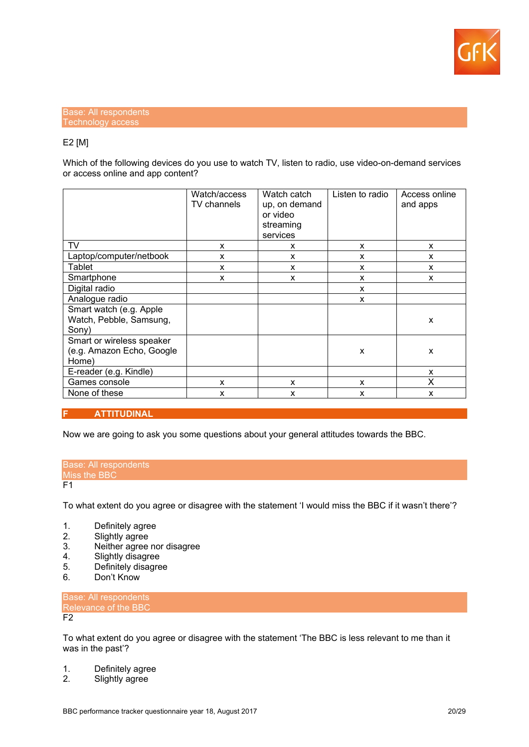Base: All respondents
Technology access

E2 [M]

Which of the following devices do you use to watch TV, listen to radio, use video-on-demand services or access online and app content?

| | Watch/access TV channels | Watch catch up, on demand or video streaming services | Listen to radio | Access online and apps |
|---|---|---|---|---|
| TV | x | x | x | x |
| Laptop/computer/netbook | x | x | x | x |
| Tablet | x | x | x | x |
| Smartphone | x | x | x | x |
| Digital radio | | | x | |
| Analogue radio | | | x | |
| Smart watch (e.g. Apple Watch, Pebble, Samsung, Sony) | | | | x |
| Smart or wireless speaker (e.g. Amazon Echo, Google Home) | | | x | x |
| E-reader (e.g. Kindle) | | | | x |
| Games console | x | x | x | X |
| None of these | x | x | x | x |

## F ATTITUDINAL

Now we are going to ask you some questions about your general attitudes towards the BBC.

Base: All respondents
Miss the BBC

F1

To what extent do you agree or disagree with the statement ‘I would miss the BBC if it wasn’t there’?

1. Definitely agree
2. Slightly agree
3. Neither agree nor disagree
4. Slightly disagree
5. Definitely disagree
6. Don’t Know

Base: All respondents
Relevance of the BBC

F2

To what extent do you agree or disagree with the statement ‘The BBC is less relevant to me than it was in the past’?

1. Definitely agree
2. Slightly agree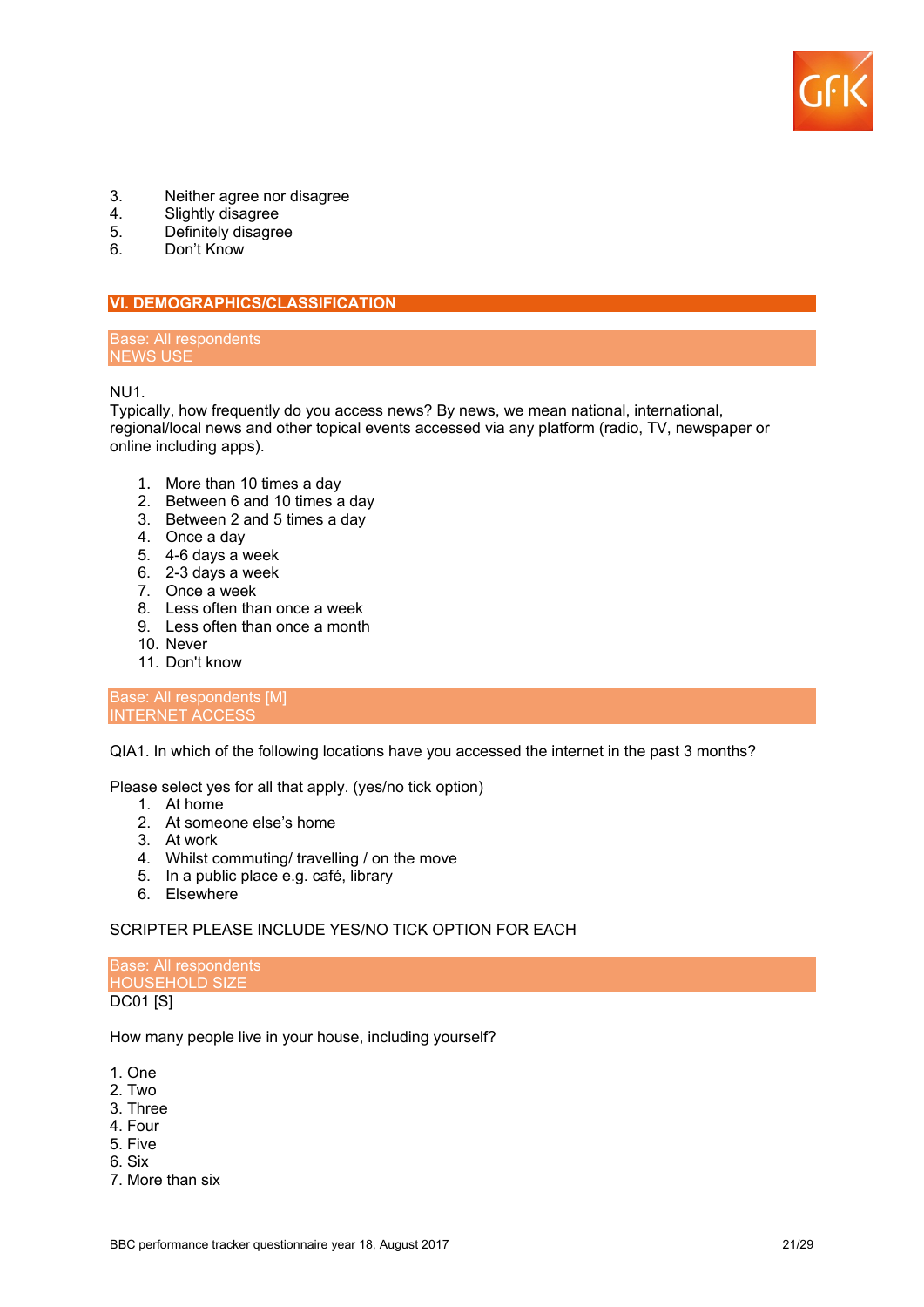3. Neither agree nor disagree
4. Slightly disagree
5. Definitely disagree
6. Don't Know

## VI. DEMOGRAPHICS/CLASSIFICATION

Base: All respondents
NEWS USE

NU1.
Typically, how frequently do you access news? By news, we mean national, international, regional/local news and other topical events accessed via any platform (radio, TV, newspaper or online including apps).

1. More than 10 times a day
2. Between 6 and 10 times a day
3. Between 2 and 5 times a day
4. Once a day
5. 4-6 days a week
6. 2-3 days a week
7. Once a week
8. Less often than once a week
9. Less often than once a month
10. Never
11. Don't know

Base: All respondents [M]
INTERNET ACCESS

QIA1. In which of the following locations have you accessed the internet in the past 3 months?

Please select yes for all that apply. (yes/no tick option)

1. At home
2. At someone else's home
3. At work
4. Whilst commuting/ travelling / on the move
5. In a public place e.g. café, library
6. Elsewhere

SCRIPTER PLEASE INCLUDE YES/NO TICK OPTION FOR EACH

Base: All respondents
HOUSEHOLD SIZE
DC01 [S]

How many people live in your house, including yourself?

1. One
2. Two
3. Three
4. Four
5. Five
6. Six
7. More than six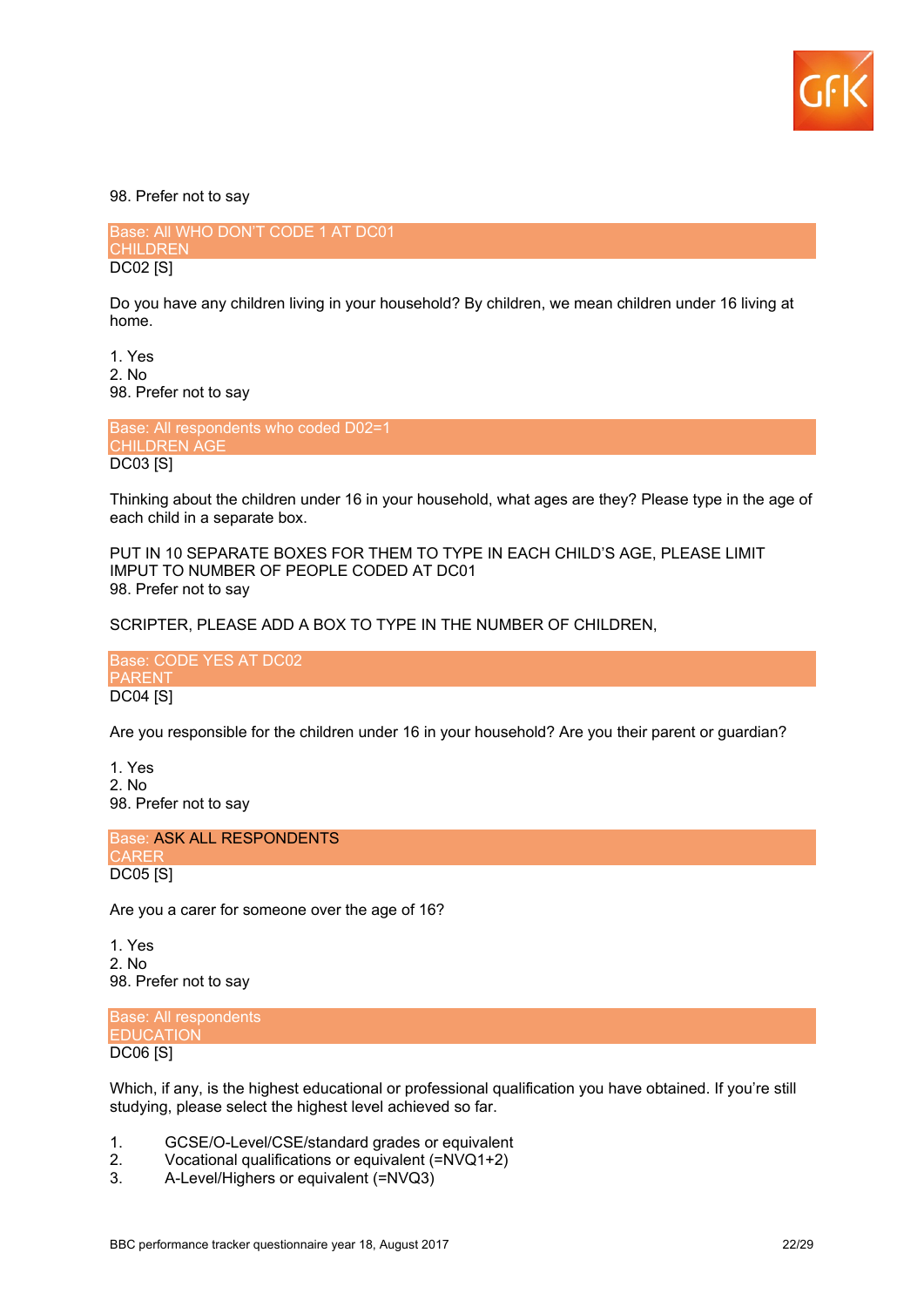98. Prefer not to say

Base: All WHO DON'T CODE 1 AT DC01
CHILDREN
DC02 [S]

Do you have any children living in your household? By children, we mean children under 16 living at home.

1. Yes
2. No
98. Prefer not to say

Base: All respondents who coded D02=1
CHILDREN AGE
DC03 [S]

Thinking about the children under 16 in your household, what ages are they? Please type in the age of each child in a separate box.

PUT IN 10 SEPARATE BOXES FOR THEM TO TYPE IN EACH CHILD'S AGE, PLEASE LIMIT IMPUT TO NUMBER OF PEOPLE CODED AT DC01
98. Prefer not to say

SCRIPTER, PLEASE ADD A BOX TO TYPE IN THE NUMBER OF CHILDREN,

Base: CODE YES AT DC02
PARENT
DC04 [S]

Are you responsible for the children under 16 in your household? Are you their parent or guardian?

1. Yes
2. No
98. Prefer not to say

Base: ASK ALL RESPONDENTS
CARER
DC05 [S]

Are you a carer for someone over the age of 16?

1. Yes
2. No
98. Prefer not to say

Base: All respondents
EDUCATION
DC06 [S]

Which, if any, is the highest educational or professional qualification you have obtained. If you're still studying, please select the highest level achieved so far.

1. GCSE/O-Level/CSE/standard grades or equivalent
2. Vocational qualifications or equivalent (=NVQ1+2)
3. A-Level/Highers or equivalent (=NVQ3)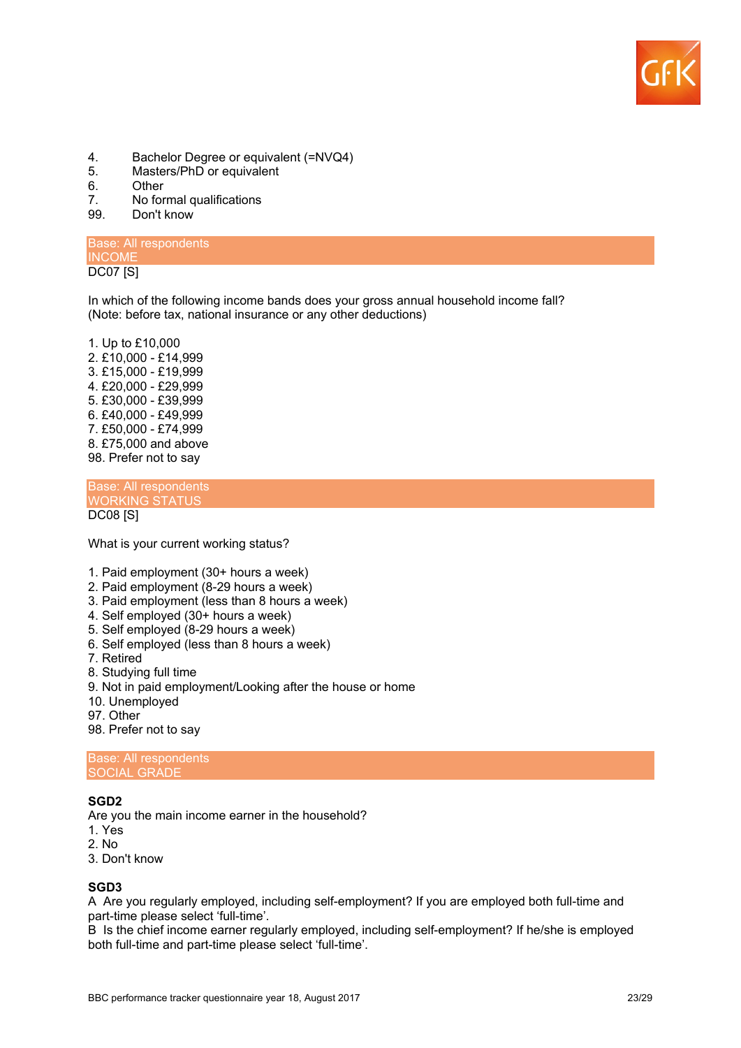4. Bachelor Degree or equivalent (=NVQ4)
5. Masters/PhD or equivalent
6. Other
7. No formal qualifications
99. Don't know

Base: All respondents
INCOME
DC07 [S]

In which of the following income bands does your gross annual household income fall?
(Note: before tax, national insurance or any other deductions)

1. Up to £10,000
2. £10,000 - £14,999
3. £15,000 - £19,999
4. £20,000 - £29,999
5. £30,000 - £39,999
6. £40,000 - £49,999
7. £50,000 - £74,999
8. £75,000 and above
98. Prefer not to say

Base: All respondents
WORKING STATUS
DC08 [S]

What is your current working status?

1. Paid employment (30+ hours a week)
2. Paid employment (8-29 hours a week)
3. Paid employment (less than 8 hours a week)
4. Self employed (30+ hours a week)
5. Self employed (8-29 hours a week)
6. Self employed (less than 8 hours a week)
7. Retired
8. Studying full time
9. Not in paid employment/Looking after the house or home
10. Unemployed
97. Other
98. Prefer not to say

Base: All respondents
SOCIAL GRADE

**SGD2**
Are you the main income earner in the household?
1. Yes
2. No
3. Don't know

**SGD3**
A Are you regularly employed, including self-employment? If you are employed both full-time and part-time please select 'full-time'.
B Is the chief income earner regularly employed, including self-employment? If he/she is employed both full-time and part-time please select 'full-time'.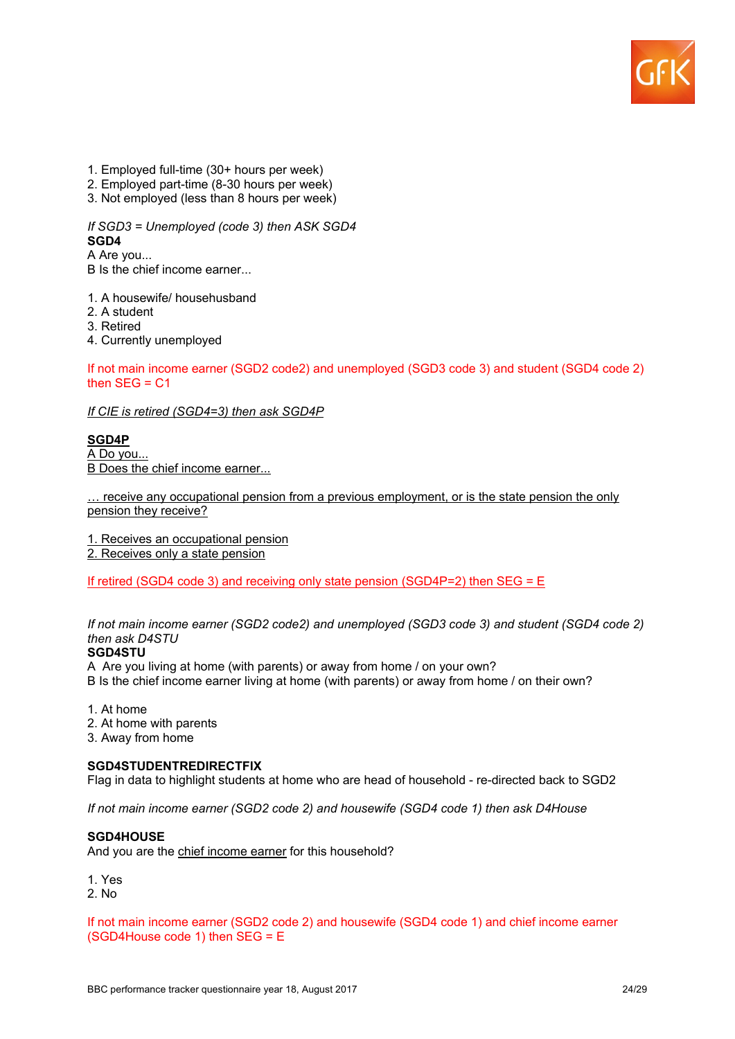1. Employed full-time (30+ hours per week)
2. Employed part-time (8-30 hours per week)
3. Not employed (less than 8 hours per week)

*If SGD3 = Unemployed (code 3) then ASK SGD4*

**SGD4**

A Are you...

B Is the chief income earner...

1. A housewife/ househusband
2. A student
3. Retired
4. Currently unemployed

If not main income earner (SGD2 code2) and unemployed (SGD3 code 3) and student (SGD4 code 2) then SEG = C1

*If CIE is retired (SGD4=3) then ask SGD4P*

**SGD4P**

A Do you...

B Does the chief income earner...

… receive any occupational pension from a previous employment, or is the state pension the only pension they receive?

1. Receives an occupational pension
2. Receives only a state pension

If retired (SGD4 code 3) and receiving only state pension (SGD4P=2) then SEG = E

*If not main income earner (SGD2 code2) and unemployed (SGD3 code 3) and student (SGD4 code 2) then ask D4STU*

**SGD4STU**

A Are you living at home (with parents) or away from home / on your own?

B Is the chief income earner living at home (with parents) or away from home / on their own?

1. At home
2. At home with parents
3. Away from home

**SGD4STUDENTREDIRECTFIX**

Flag in data to highlight students at home who are head of household - re-directed back to SGD2

*If not main income earner (SGD2 code 2) and housewife (SGD4 code 1) then ask D4House*

**SGD4HOUSE**

And you are the chief income earner for this household?

1. Yes
2. No

If not main income earner (SGD2 code 2) and housewife (SGD4 code 1) and chief income earner (SGD4House code 1) then SEG = E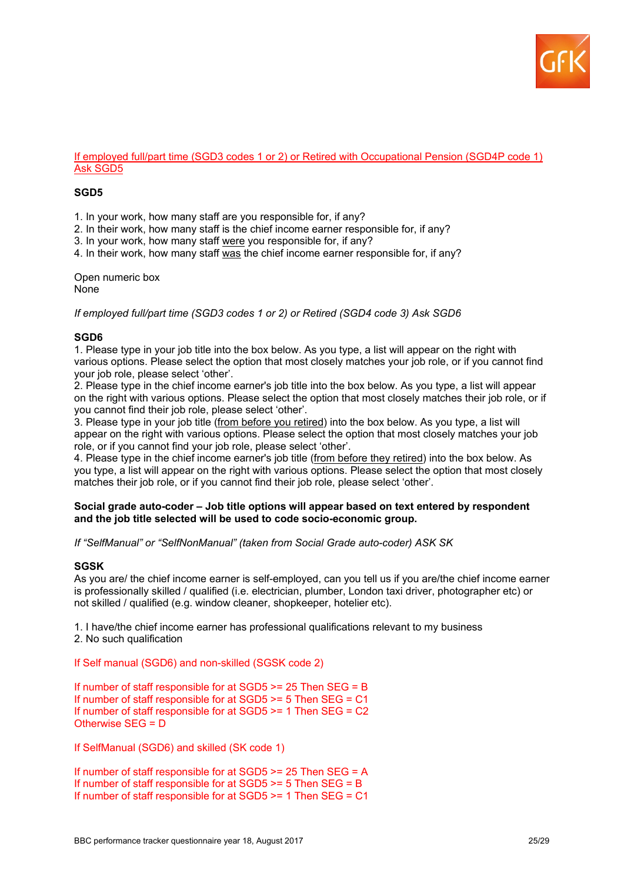If employed full/part time (SGD3 codes 1 or 2) or Retired with Occupational Pension (SGD4P code 1) Ask SGD5

**SGD5**

1. In your work, how many staff are you responsible for, if any?
2. In their work, how many staff is the chief income earner responsible for, if any?
3. In your work, how many staff were you responsible for, if any?
4. In their work, how many staff was the chief income earner responsible for, if any?

Open numeric box
None

*If employed full/part time (SGD3 codes 1 or 2) or Retired (SGD4 code 3) Ask SGD6*

**SGD6**

1. Please type in your job title into the box below. As you type, a list will appear on the right with various options. Please select the option that most closely matches your job role, or if you cannot find your job role, please select 'other'.
2. Please type in the chief income earner's job title into the box below. As you type, a list will appear on the right with various options. Please select the option that most closely matches their job role, or if you cannot find their job role, please select 'other'.
3. Please type in your job title (from before you retired) into the box below. As you type, a list will appear on the right with various options. Please select the option that most closely matches your job role, or if you cannot find your job role, please select 'other'.
4. Please type in the chief income earner's job title (from before they retired) into the box below. As you type, a list will appear on the right with various options. Please select the option that most closely matches their job role, or if you cannot find their job role, please select 'other'.

**Social grade auto-coder – Job title options will appear based on text entered by respondent and the job title selected will be used to code socio-economic group.**

*If "SelfManual" or "SelfNonManual" (taken from Social Grade auto-coder) ASK SK*

**SGSK**

As you are/ the chief income earner is self-employed, can you tell us if you are/the chief income earner is professionally skilled / qualified (i.e. electrician, plumber, London taxi driver, photographer etc) or not skilled / qualified (e.g. window cleaner, shopkeeper, hotelier etc).

1. I have/the chief income earner has professional qualifications relevant to my business
2. No such qualification

If Self manual (SGD6) and non-skilled (SGSK code 2)

If number of staff responsible for at SGD5 >= 25 Then SEG = B
If number of staff responsible for at SGD5 >= 5 Then SEG = C1
If number of staff responsible for at SGD5 >= 1 Then SEG = C2
Otherwise SEG = D

If SelfManual (SGD6) and skilled (SK code 1)

If number of staff responsible for at SGD5 >= 25 Then SEG = A
If number of staff responsible for at SGD5 >= 5 Then SEG = B
If number of staff responsible for at SGD5 >= 1 Then SEG = C1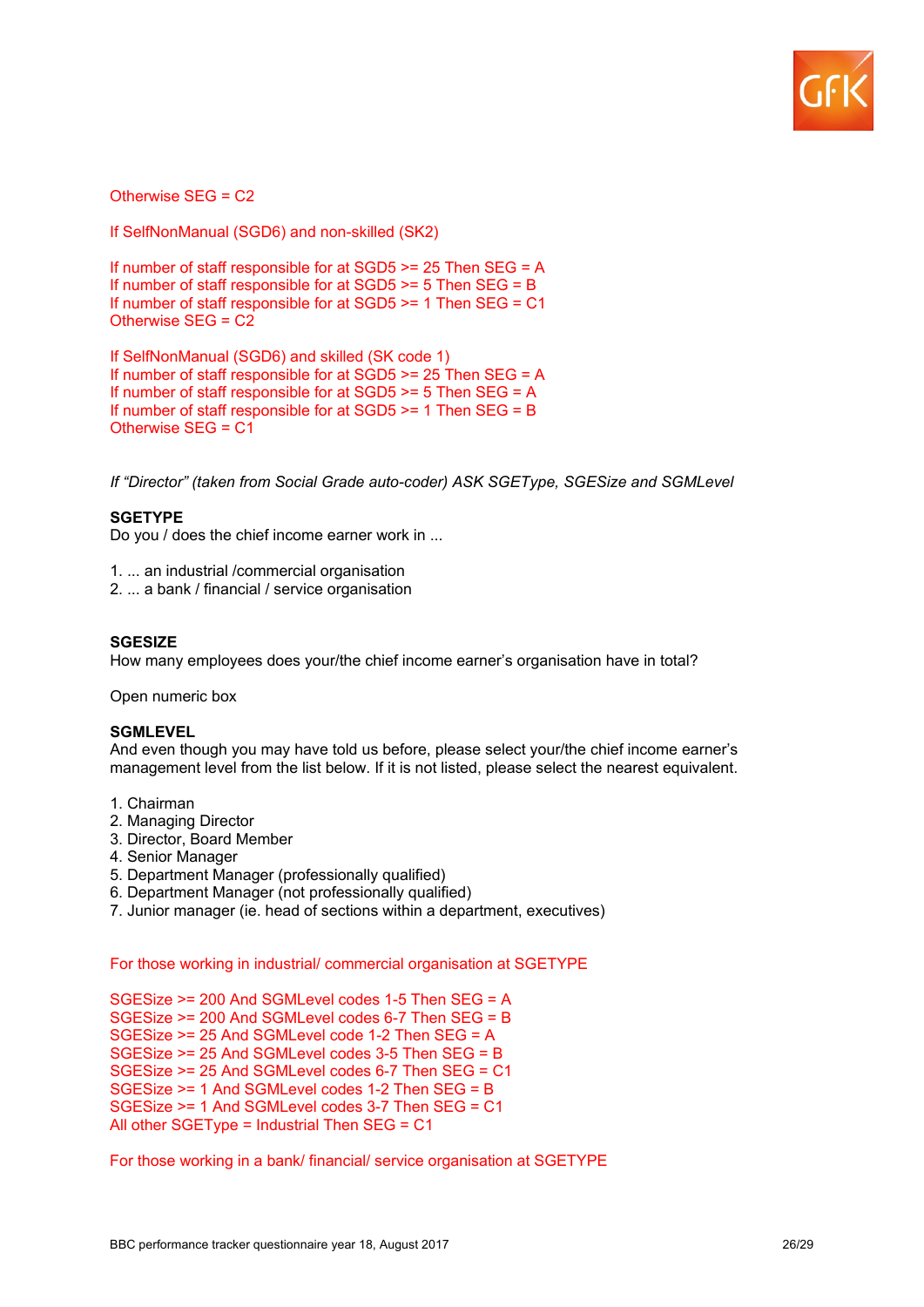Otherwise SEG = C2

If SelfNonManual (SGD6) and non-skilled (SK2)

If number of staff responsible for at SGD5 >= 25 Then SEG = A
If number of staff responsible for at SGD5 >= 5 Then SEG = B
If number of staff responsible for at SGD5 >= 1 Then SEG = C1
Otherwise SEG = C2

If SelfNonManual (SGD6) and skilled (SK code 1)
If number of staff responsible for at SGD5 >= 25 Then SEG = A
If number of staff responsible for at SGD5 >= 5 Then SEG = A
If number of staff responsible for at SGD5 >= 1 Then SEG = B
Otherwise SEG = C1

*If "Director" (taken from Social Grade auto-coder) ASK SGEType, SGESize and SGMLevel*

**SGETYPE**
Do you / does the chief income earner work in ...

1. ... an industrial /commercial organisation
2. ... a bank / financial / service organisation

**SGESIZE**
How many employees does your/the chief income earner's organisation have in total?

Open numeric box

**SGMLEVEL**
And even though you may have told us before, please select your/the chief income earner's management level from the list below. If it is not listed, please select the nearest equivalent.

1. Chairman
2. Managing Director
3. Director, Board Member
4. Senior Manager
5. Department Manager (professionally qualified)
6. Department Manager (not professionally qualified)
7. Junior manager (ie. head of sections within a department, executives)

For those working in industrial/ commercial organisation at SGETYPE

SGESize >= 200 And SGMLevel codes 1-5 Then SEG = A
SGESize >= 200 And SGMLevel codes 6-7 Then SEG = B
SGESize >= 25 And SGMLevel code 1-2 Then SEG = A
SGESize >= 25 And SGMLevel codes 3-5 Then SEG = B
SGESize >= 25 And SGMLevel codes 6-7 Then SEG = C1
SGESize >= 1 And SGMLevel codes 1-2 Then SEG = B
SGESize >= 1 And SGMLevel codes 3-7 Then SEG = C1
All other SGEType = Industrial Then SEG = C1

For those working in a bank/ financial/ service organisation at SGETYPE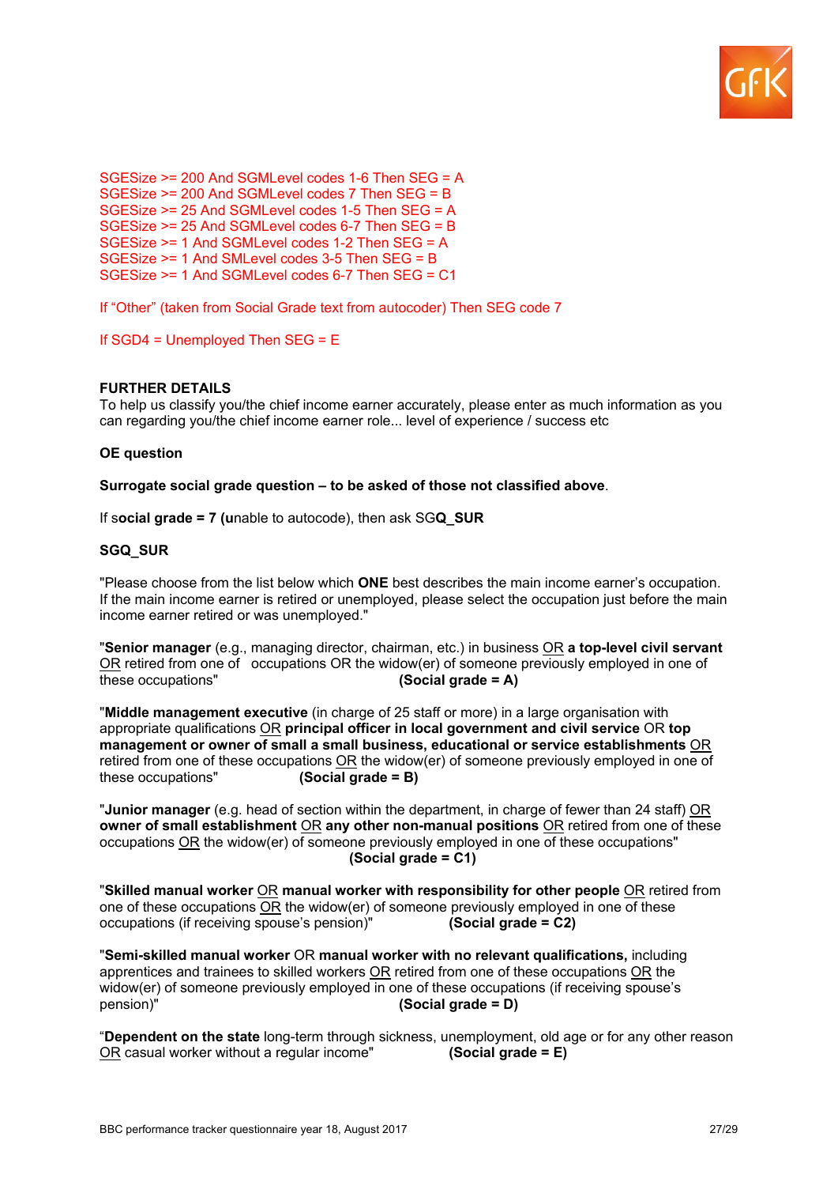SGESize >= 200 And SGMLevel codes 1-6 Then SEG = A
SGESize >= 200 And SGMLevel codes 7 Then SEG = B
SGESize >= 25 And SGMLevel codes 1-5 Then SEG = A
SGESize >= 25 And SGMLevel codes 6-7 Then SEG = B
SGESize >= 1 And SGMLevel codes 1-2 Then SEG = A
SGESize >= 1 And SMLevel codes 3-5 Then SEG = B
SGESize >= 1 And SGMLevel codes 6-7 Then SEG = C1

If "Other" (taken from Social Grade text from autocoder) Then SEG code 7

If SGD4 = Unemployed Then SEG = E

**FURTHER DETAILS**
To help us classify you/the chief income earner accurately, please enter as much information as you can regarding you/the chief income earner role... level of experience / success etc

**OE question**

**Surrogate social grade question – to be asked of those not classified above**.

If s**ocial grade = 7 (u**nable to autocode), then ask SG**Q_SUR**

**SGQ_SUR**

"Please choose from the list below which **ONE** best describes the main income earner's occupation. If the main income earner is retired or unemployed, please select the occupation just before the main income earner retired or was unemployed."

"**Senior manager** (e.g., managing director, chairman, etc.) in business OR **a top-level civil servant** OR retired from one of occupations OR the widow(er) of someone previously employed in one of these occupations" **(Social grade = A)**

"**Middle management executive** (in charge of 25 staff or more) in a large organisation with appropriate qualifications OR **principal officer in local government and civil service** OR **top management or owner of small a small business, educational or service establishments** OR retired from one of these occupations OR the widow(er) of someone previously employed in one of these occupations" **(Social grade = B)**

"**Junior manager** (e.g. head of section within the department, in charge of fewer than 24 staff) OR **owner of small establishment** OR **any other non-manual positions** OR retired from one of these occupations OR the widow(er) of someone previously employed in one of these occupations" **(Social grade = C1)**

"**Skilled manual worker** OR **manual worker with responsibility for other people** OR retired from one of these occupations OR the widow(er) of someone previously employed in one of these occupations (if receiving spouse's pension)" **(Social grade = C2)**

"**Semi-skilled manual worker** OR **manual worker with no relevant qualifications,** including apprentices and trainees to skilled workers OR retired from one of these occupations OR the widow(er) of someone previously employed in one of these occupations (if receiving spouse's pension)" **(Social grade = D)**

"**Dependent on the state** long-term through sickness, unemployment, old age or for any other reason OR casual worker without a regular income" **(Social grade = E)**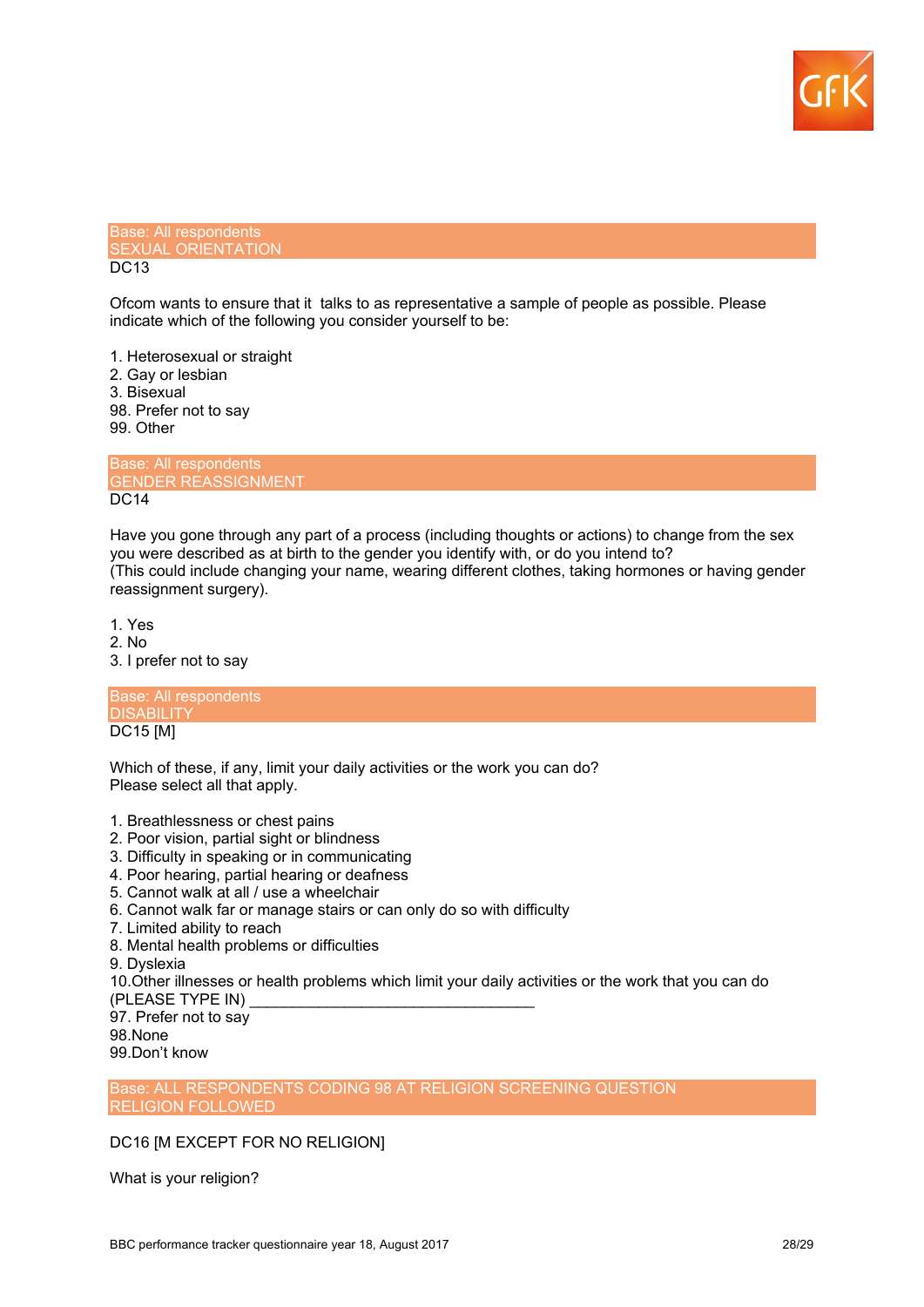Base: All respondents
SEXUAL ORIENTATION
DC13

Ofcom wants to ensure that it talks to as representative a sample of people as possible. Please indicate which of the following you consider yourself to be:

1. Heterosexual or straight
2. Gay or lesbian
3. Bisexual
98. Prefer not to say
99. Other

Base: All respondents
GENDER REASSIGNMENT
DC14

Have you gone through any part of a process (including thoughts or actions) to change from the sex you were described as at birth to the gender you identify with, or do you intend to?
(This could include changing your name, wearing different clothes, taking hormones or having gender reassignment surgery).

1. Yes
2. No
3. I prefer not to say

Base: All respondents
DISABILITY
DC15 [M]

Which of these, if any, limit your daily activities or the work you can do?
Please select all that apply.

1. Breathlessness or chest pains
2. Poor vision, partial sight or blindness
3. Difficulty in speaking or in communicating
4. Poor hearing, partial hearing or deafness
5. Cannot walk at all / use a wheelchair
6. Cannot walk far or manage stairs or can only do so with difficulty
7. Limited ability to reach
8. Mental health problems or difficulties
9. Dyslexia
10.Other illnesses or health problems which limit your daily activities or the work that you can do (PLEASE TYPE IN) _________________________________
97. Prefer not to say
98.None
99.Don't know

Base: ALL RESPONDENTS CODING 98 AT RELIGION SCREENING QUESTION
RELIGION FOLLOWED

DC16 [M EXCEPT FOR NO RELIGION]

What is your religion?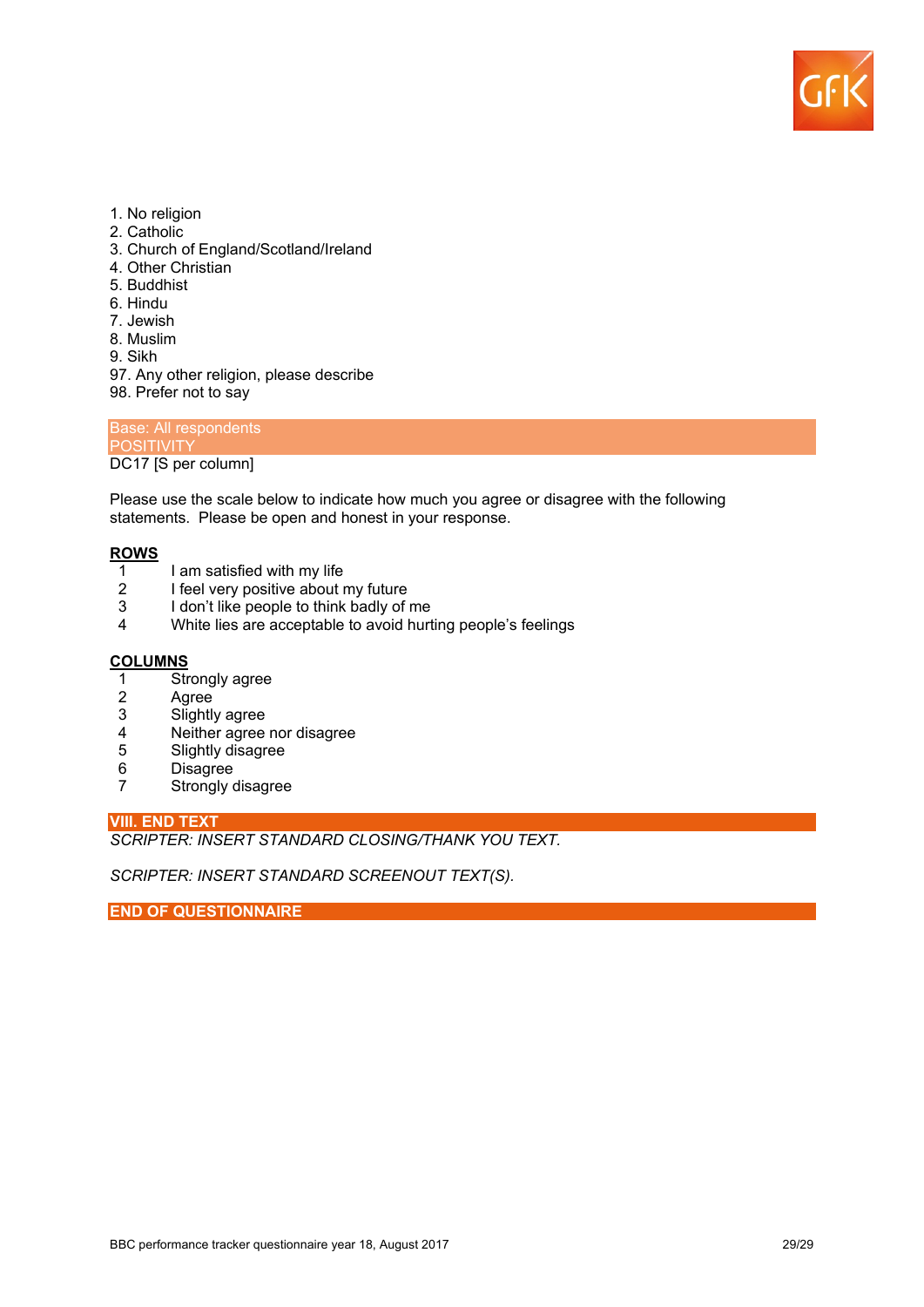1. No religion
2. Catholic
3. Church of England/Scotland/Ireland
4. Other Christian
5. Buddhist
6. Hindu
7. Jewish
8. Muslim
9. Sikh
97. Any other religion, please describe
98. Prefer not to say

Base: All respondents
POSITIVITY

DC17 [S per column]

Please use the scale below to indicate how much you agree or disagree with the following statements. Please be open and honest in your response.

**ROWS**

| | |
|---|---|
| 1 | I am satisfied with my life |
| 2 | I feel very positive about my future |
| 3 | I don't like people to think badly of me |
| 4 | White lies are acceptable to avoid hurting people's feelings |

**COLUMNS**

| | |
|---|---|
| 1 | Strongly agree |
| 2 | Agree |
| 3 | Slightly agree |
| 4 | Neither agree nor disagree |
| 5 | Slightly disagree |
| 6 | Disagree |
| 7 | Strongly disagree |

## VIII. END TEXT

*SCRIPTER: INSERT STANDARD CLOSING/THANK YOU TEXT.*

*SCRIPTER: INSERT STANDARD SCREENOUT TEXT(S).*

## END OF QUESTIONNAIRE